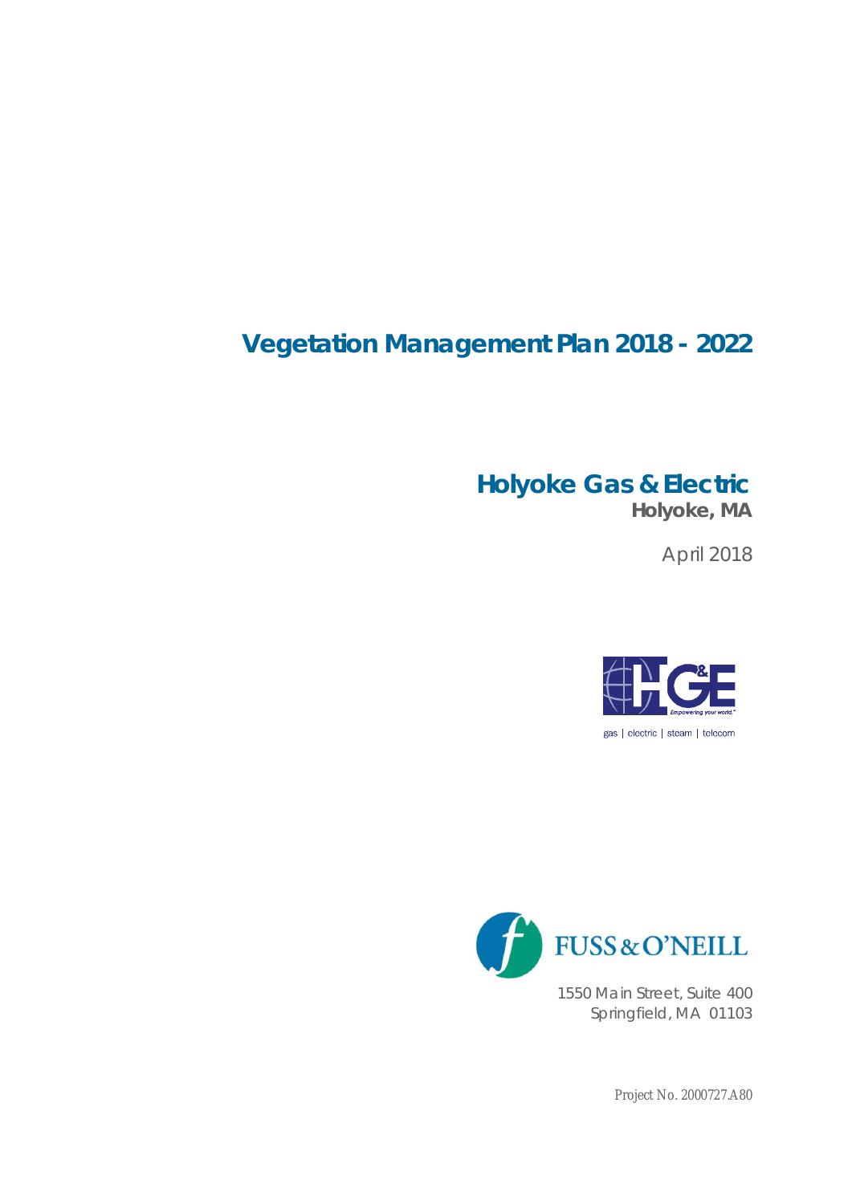# Vegetation Management Plan 2018 - 2022

## Holyoke Gas & Electric

**Holyoke, MA**

April 2018

gas | electric | steam | telecom

FUSS & O'NEILL

1550 Main Street, Suite 400
Springfield, MA 01103

Project No. 2000727.A80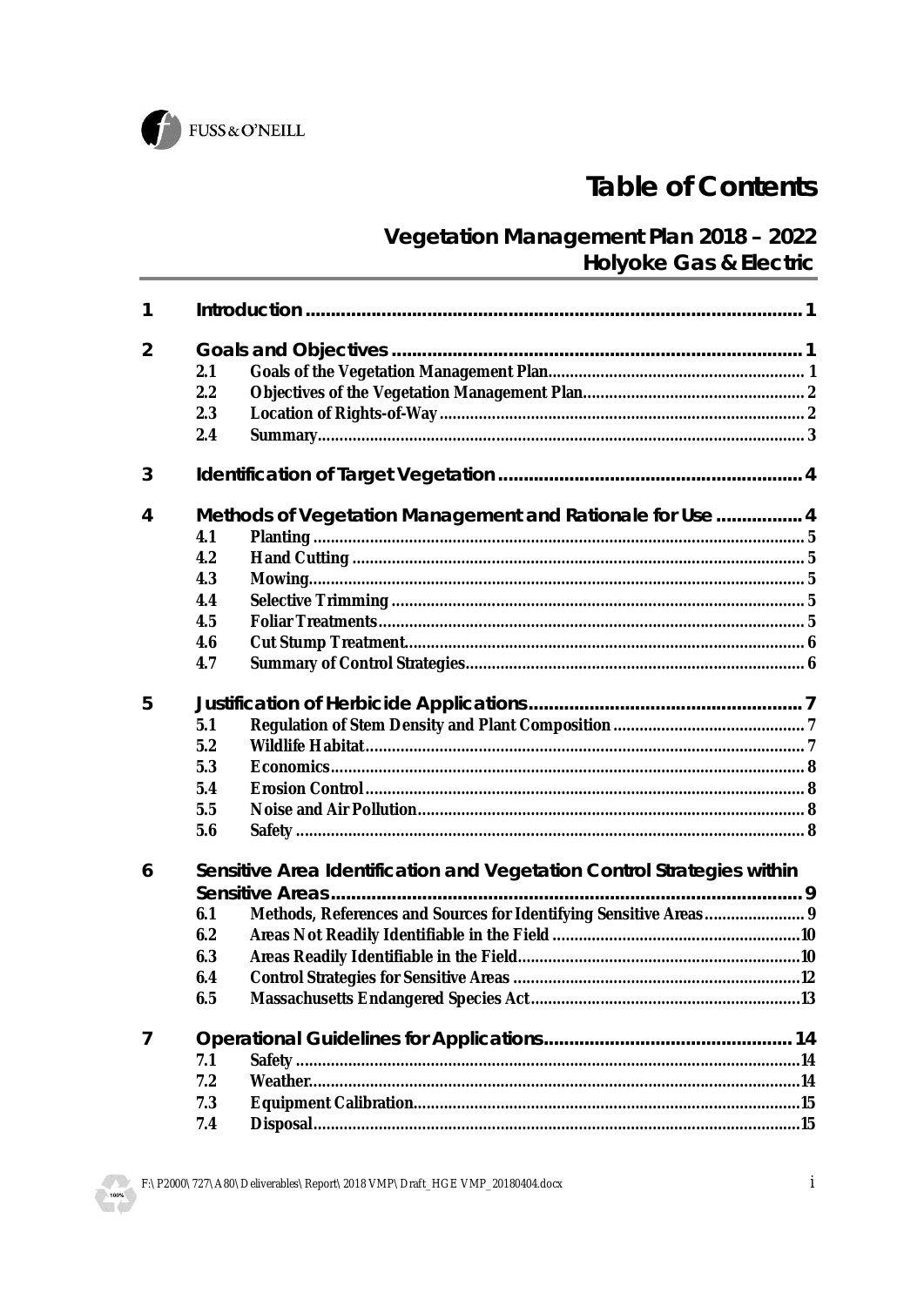# Table of Contents

## Vegetation Management Plan 2018 – 2022
## Holyoke Gas & Electric

| | | | |
|---|---|---|---|
| **1** | **Introduction** | | **1** |
| **2** | **Goals and Objectives** | | **1** |
| | 2.1 | Goals of the Vegetation Management Plan | 1 |
| | 2.2 | Objectives of the Vegetation Management Plan | 2 |
| | 2.3 | Location of Rights-of-Way | 2 |
| | 2.4 | Summary | 3 |
| **3** | **Identification of Target Vegetation** | | **4** |
| **4** | **Methods of Vegetation Management and Rationale for Use** | | **4** |
| | 4.1 | Planting | 5 |
| | 4.2 | Hand Cutting | 5 |
| | 4.3 | Mowing | 5 |
| | 4.4 | Selective Trimming | 5 |
| | 4.5 | Foliar Treatments | 5 |
| | 4.6 | Cut Stump Treatment | 6 |
| | 4.7 | Summary of Control Strategies | 6 |
| **5** | **Justification of Herbicide Applications** | | **7** |
| | 5.1 | Regulation of Stem Density and Plant Composition | 7 |
| | 5.2 | Wildlife Habitat | 7 |
| | 5.3 | Economics | 8 |
| | 5.4 | Erosion Control | 8 |
| | 5.5 | Noise and Air Pollution | 8 |
| | 5.6 | Safety | 8 |
| **6** | **Sensitive Area Identification and Vegetation Control Strategies within Sensitive Areas** | | **9** |
| | 6.1 | Methods, References and Sources for Identifying Sensitive Areas | 9 |
| | 6.2 | Areas Not Readily Identifiable in the Field | 10 |
| | 6.3 | Areas Readily Identifiable in the Field | 10 |
| | 6.4 | Control Strategies for Sensitive Areas | 12 |
| | 6.5 | Massachusetts Endangered Species Act | 13 |
| **7** | **Operational Guidelines for Applications** | | **14** |
| | 7.1 | Safety | 14 |
| | 7.2 | Weather | 14 |
| | 7.3 | Equipment Calibration | 15 |
| | 7.4 | Disposal | 15 |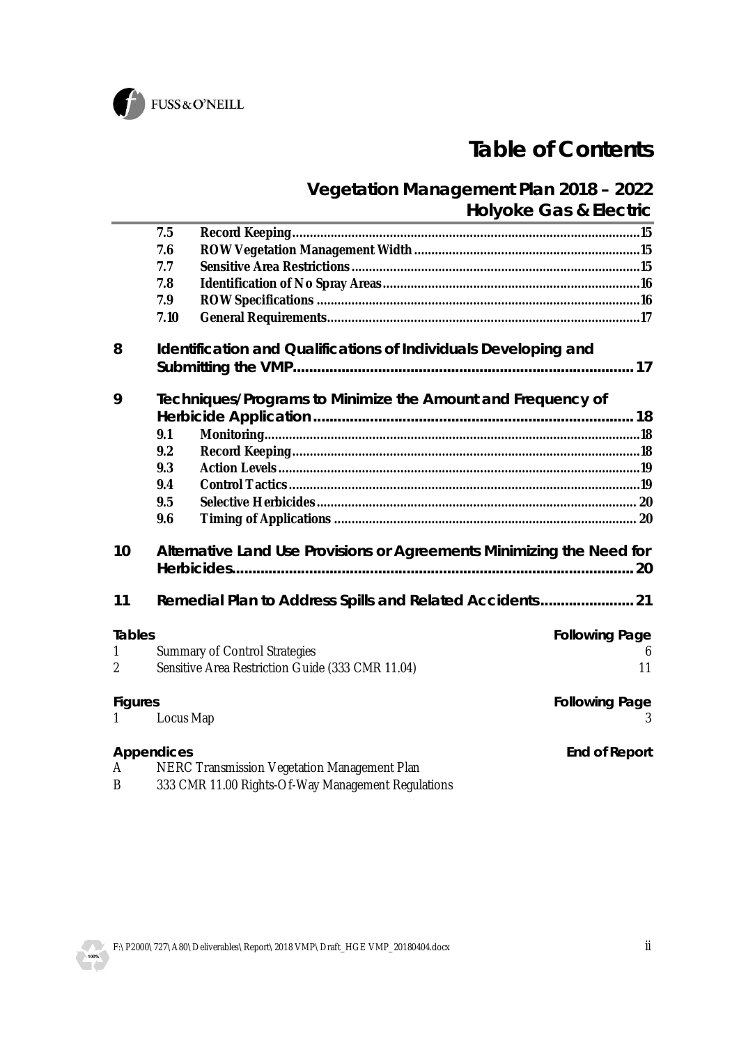# Table of Contents

## Vegetation Management Plan 2018 – 2022
## Holyoke Gas & Electric

| | | |
|---|---|---|
| 7.5 | **Record Keeping** | 15 |
| 7.6 | **ROW Vegetation Management Width** | 15 |
| 7.7 | **Sensitive Area Restrictions** | 15 |
| 7.8 | **Identification of No Spray Areas** | 16 |
| 7.9 | **ROW Specifications** | 16 |
| 7.10 | **General Requirements** | 17 |

**8 Identification and Qualifications of Individuals Developing and Submitting the VMP** ........ 17

**9 Techniques/Programs to Minimize the Amount and Frequency of Herbicide Application** ........ 18

| | | |
|---|---|---|
| 9.1 | **Monitoring** | 18 |
| 9.2 | **Record Keeping** | 18 |
| 9.3 | **Action Levels** | 19 |
| 9.4 | **Control Tactics** | 19 |
| 9.5 | **Selective Herbicides** | 20 |
| 9.6 | **Timing of Applications** | 20 |

**10 Alternative Land Use Provisions or Agreements Minimizing the Need for Herbicides** ........ 20

**11 Remedial Plan to Address Spills and Related Accidents** ........ 21

| Tables | | Following Page |
|---|---|---|
| 1 | Summary of Control Strategies | 6 |
| 2 | Sensitive Area Restriction Guide (333 CMR 11.04) | 11 |

| Figures | | Following Page |
|---|---|---|
| 1 | Locus Map | 3 |

| Appendices | | End of Report |
|---|---|---|
| A | NERC Transmission Vegetation Management Plan | |
| B | 333 CMR 11.00 Rights-Of-Way Management Regulations | |

F:\P2000\727\A80\Deliverables\Report\2018 VMP\Draft_HGE VMP_20180404.docx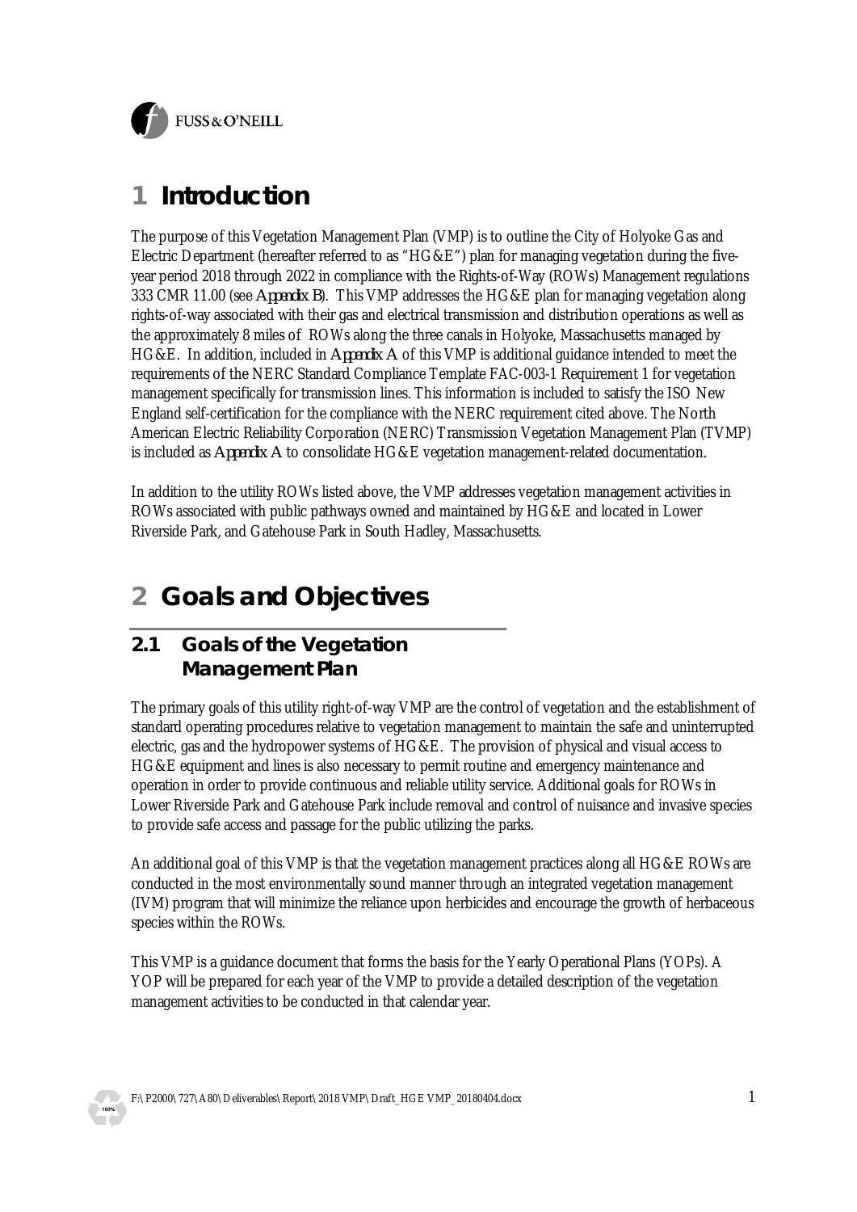# 1 Introduction

The purpose of this Vegetation Management Plan (VMP) is to outline the City of Holyoke Gas and Electric Department (hereafter referred to as "HG&E") plan for managing vegetation during the five-year period 2018 through 2022 in compliance with the Rights-of-Way (ROWs) Management regulations 333 CMR 11.00 (see *Appendix B*). This VMP addresses the HG&E plan for managing vegetation along rights-of-way associated with their gas and electrical transmission and distribution operations as well as the approximately 8 miles of ROWs along the three canals in Holyoke, Massachusetts managed by HG&E. In addition, included in *Appendix A* of this VMP is additional guidance intended to meet the requirements of the NERC Standard Compliance Template FAC-003-1 Requirement 1 for vegetation management specifically for transmission lines. This information is included to satisfy the ISO New England self-certification for the compliance with the NERC requirement cited above. The North American Electric Reliability Corporation (NERC) Transmission Vegetation Management Plan (TVMP) is included as *Appendix A* to consolidate HG&E vegetation management-related documentation.

In addition to the utility ROWs listed above, the VMP addresses vegetation management activities in ROWs associated with public pathways owned and maintained by HG&E and located in Lower Riverside Park, and Gatehouse Park in South Hadley, Massachusetts.

# 2 Goals and Objectives

## 2.1 Goals of the Vegetation Management Plan

The primary goals of this utility right-of-way VMP are the control of vegetation and the establishment of standard operating procedures relative to vegetation management to maintain the safe and uninterrupted electric, gas and the hydropower systems of HG&E. The provision of physical and visual access to HG&E equipment and lines is also necessary to permit routine and emergency maintenance and operation in order to provide continuous and reliable utility service. Additional goals for ROWs in Lower Riverside Park and Gatehouse Park include removal and control of nuisance and invasive species to provide safe access and passage for the public utilizing the parks.

An additional goal of this VMP is that the vegetation management practices along all HG&E ROWs are conducted in the most environmentally sound manner through an integrated vegetation management (IVM) program that will minimize the reliance upon herbicides and encourage the growth of herbaceous species within the ROWs.

This VMP is a guidance document that forms the basis for the Yearly Operational Plans (YOPs). A YOP will be prepared for each year of the VMP to provide a detailed description of the vegetation management activities to be conducted in that calendar year.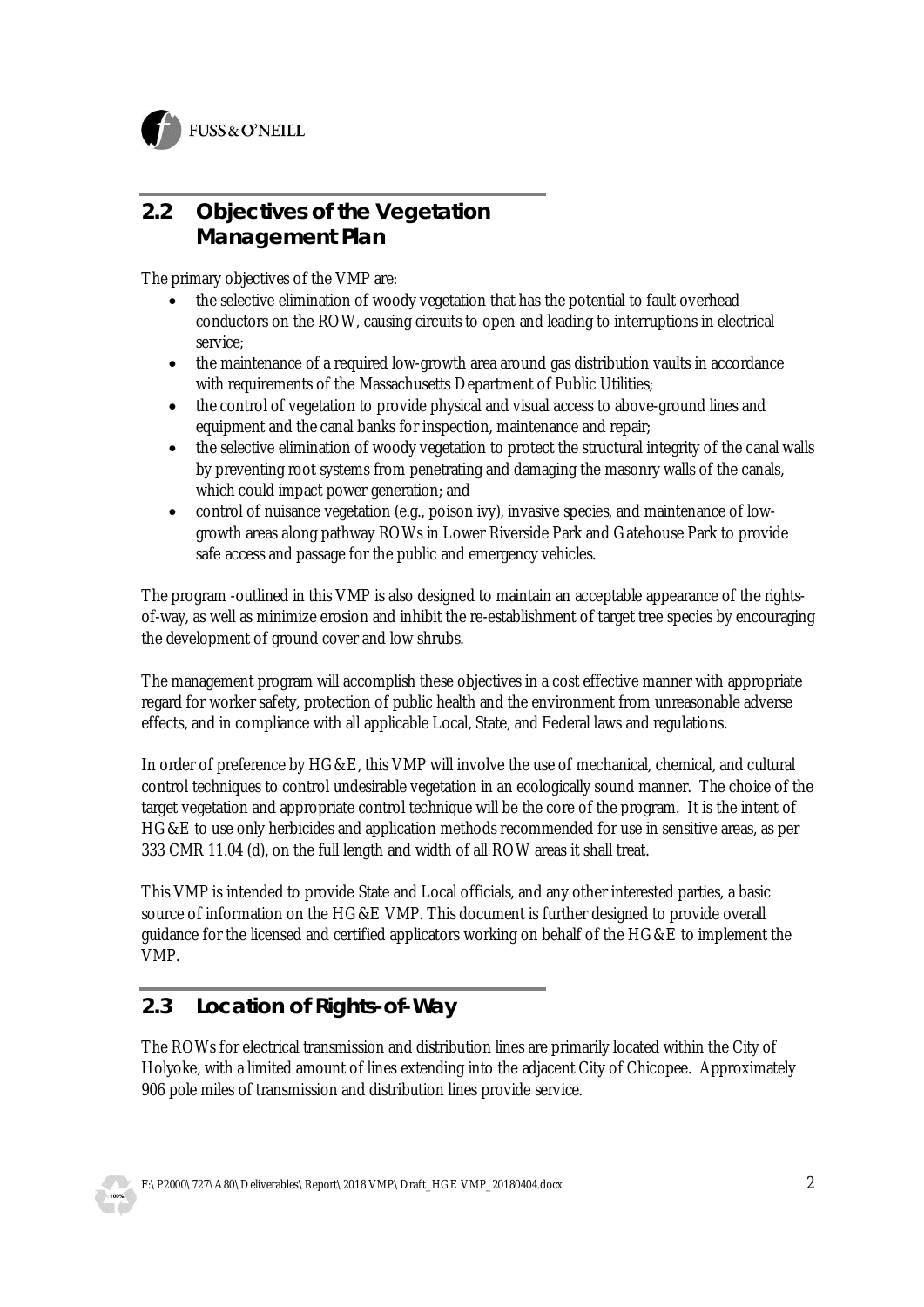## 2.2 Objectives of the Vegetation Management Plan

The primary objectives of the VMP are:

- the selective elimination of woody vegetation that has the potential to fault overhead conductors on the ROW, causing circuits to open and leading to interruptions in electrical service;
- the maintenance of a required low-growth area around gas distribution vaults in accordance with requirements of the Massachusetts Department of Public Utilities;
- the control of vegetation to provide physical and visual access to above-ground lines and equipment and the canal banks for inspection, maintenance and repair;
- the selective elimination of woody vegetation to protect the structural integrity of the canal walls by preventing root systems from penetrating and damaging the masonry walls of the canals, which could impact power generation; and
- control of nuisance vegetation (e.g., poison ivy), invasive species, and maintenance of low-growth areas along pathway ROWs in Lower Riverside Park and Gatehouse Park to provide safe access and passage for the public and emergency vehicles.

The program -outlined in this VMP is also designed to maintain an acceptable appearance of the rights-of-way, as well as minimize erosion and inhibit the re-establishment of target tree species by encouraging the development of ground cover and low shrubs.

The management program will accomplish these objectives in a cost effective manner with appropriate regard for worker safety, protection of public health and the environment from unreasonable adverse effects, and in compliance with all applicable Local, State, and Federal laws and regulations.

In order of preference by HG&E, this VMP will involve the use of mechanical, chemical, and cultural control techniques to control undesirable vegetation in an ecologically sound manner. The choice of the target vegetation and appropriate control technique will be the core of the program. It is the intent of HG&E to use only herbicides and application methods recommended for use in sensitive areas, as per 333 CMR 11.04 (d), on the full length and width of all ROW areas it shall treat.

This VMP is intended to provide State and Local officials, and any other interested parties, a basic source of information on the HG&E VMP. This document is further designed to provide overall guidance for the licensed and certified applicators working on behalf of the HG&E to implement the VMP.

## 2.3 Location of Rights-of-Way

The ROWs for electrical transmission and distribution lines are primarily located within the City of Holyoke, with a limited amount of lines extending into the adjacent City of Chicopee. Approximately 906 pole miles of transmission and distribution lines provide service.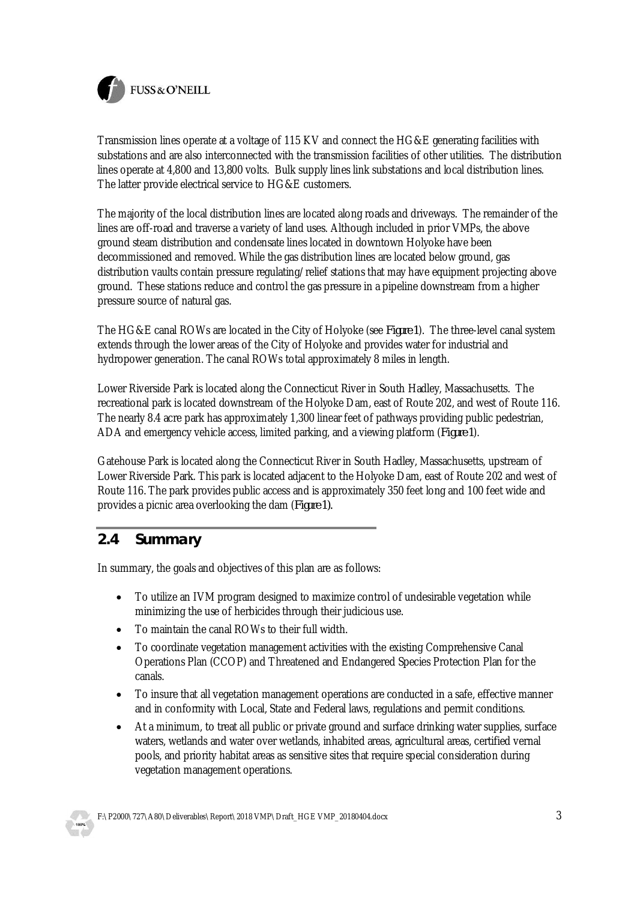Transmission lines operate at a voltage of 115 KV and connect the HG&E generating facilities with substations and are also interconnected with the transmission facilities of other utilities. The distribution lines operate at 4,800 and 13,800 volts. Bulk supply lines link substations and local distribution lines. The latter provide electrical service to HG&E customers.

The majority of the local distribution lines are located along roads and driveways. The remainder of the lines are off-road and traverse a variety of land uses. Although included in prior VMPs, the above ground steam distribution and condensate lines located in downtown Holyoke have been decommissioned and removed. While the gas distribution lines are located below ground, gas distribution vaults contain pressure regulating/relief stations that may have equipment projecting above ground. These stations reduce and control the gas pressure in a pipeline downstream from a higher pressure source of natural gas.

The HG&E canal ROWs are located in the City of Holyoke (see *Figure 1*). The three-level canal system extends through the lower areas of the City of Holyoke and provides water for industrial and hydropower generation. The canal ROWs total approximately 8 miles in length.

Lower Riverside Park is located along the Connecticut River in South Hadley, Massachusetts. The recreational park is located downstream of the Holyoke Dam, east of Route 202, and west of Route 116. The nearly 8.4 acre park has approximately 1,300 linear feet of pathways providing public pedestrian, ADA and emergency vehicle access, limited parking, and a viewing platform (*Figure 1*).

Gatehouse Park is located along the Connecticut River in South Hadley, Massachusetts, upstream of Lower Riverside Park. This park is located adjacent to the Holyoke Dam, east of Route 202 and west of Route 116. The park provides public access and is approximately 350 feet long and 100 feet wide and provides a picnic area overlooking the dam (*Figure 1*).

## 2.4 Summary

In summary, the goals and objectives of this plan are as follows:

- To utilize an IVM program designed to maximize control of undesirable vegetation while minimizing the use of herbicides through their judicious use.
- To maintain the canal ROWs to their full width.
- To coordinate vegetation management activities with the existing Comprehensive Canal Operations Plan (CCOP) and Threatened and Endangered Species Protection Plan for the canals.
- To insure that all vegetation management operations are conducted in a safe, effective manner and in conformity with Local, State and Federal laws, regulations and permit conditions.
- At a minimum, to treat all public or private ground and surface drinking water supplies, surface waters, wetlands and water over wetlands, inhabited areas, agricultural areas, certified vernal pools, and priority habitat areas as sensitive sites that require special consideration during vegetation management operations.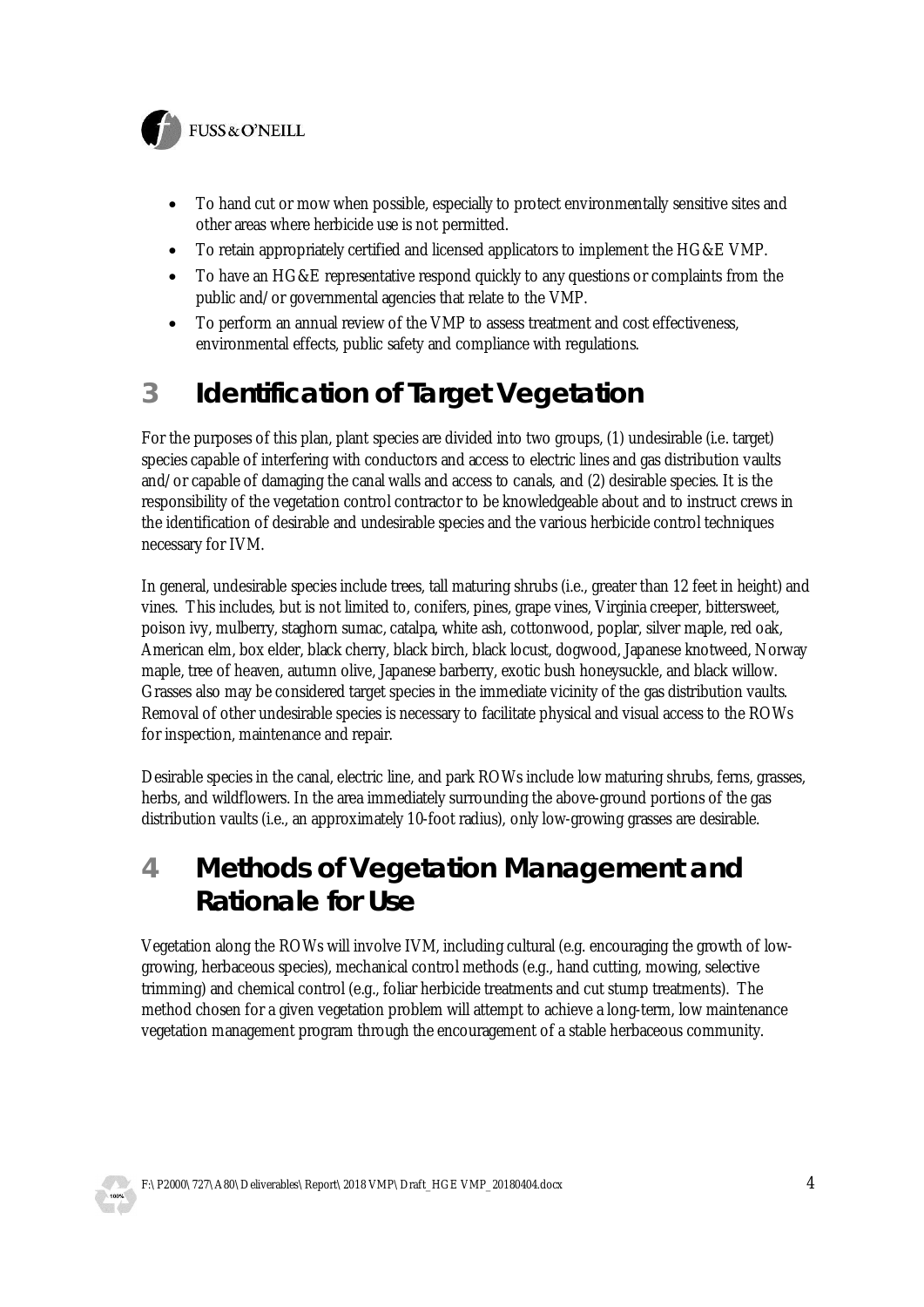- To hand cut or mow when possible, especially to protect environmentally sensitive sites and other areas where herbicide use is not permitted.
- To retain appropriately certified and licensed applicators to implement the HG&E VMP.
- To have an HG&E representative respond quickly to any questions or complaints from the public and/or governmental agencies that relate to the VMP.
- To perform an annual review of the VMP to assess treatment and cost effectiveness, environmental effects, public safety and compliance with regulations.

# 3 Identification of Target Vegetation

For the purposes of this plan, plant species are divided into two groups, (1) undesirable (i.e. target) species capable of interfering with conductors and access to electric lines and gas distribution vaults and/or capable of damaging the canal walls and access to canals, and (2) desirable species. It is the responsibility of the vegetation control contractor to be knowledgeable about and to instruct crews in the identification of desirable and undesirable species and the various herbicide control techniques necessary for IVM.

In general, undesirable species include trees, tall maturing shrubs (i.e., greater than 12 feet in height) and vines. This includes, but is not limited to, conifers, pines, grape vines, Virginia creeper, bittersweet, poison ivy, mulberry, staghorn sumac, catalpa, white ash, cottonwood, poplar, silver maple, red oak, American elm, box elder, black cherry, black birch, black locust, dogwood, Japanese knotweed, Norway maple, tree of heaven, autumn olive, Japanese barberry, exotic bush honeysuckle, and black willow. Grasses also may be considered target species in the immediate vicinity of the gas distribution vaults. Removal of other undesirable species is necessary to facilitate physical and visual access to the ROWs for inspection, maintenance and repair.

Desirable species in the canal, electric line, and park ROWs include low maturing shrubs, ferns, grasses, herbs, and wildflowers. In the area immediately surrounding the above-ground portions of the gas distribution vaults (i.e., an approximately 10-foot radius), only low-growing grasses are desirable.

# 4 Methods of Vegetation Management and Rationale for Use

Vegetation along the ROWs will involve IVM, including cultural (e.g. encouraging the growth of low-growing, herbaceous species), mechanical control methods (e.g., hand cutting, mowing, selective trimming) and chemical control (e.g., foliar herbicide treatments and cut stump treatments). The method chosen for a given vegetation problem will attempt to achieve a long-term, low maintenance vegetation management program through the encouragement of a stable herbaceous community.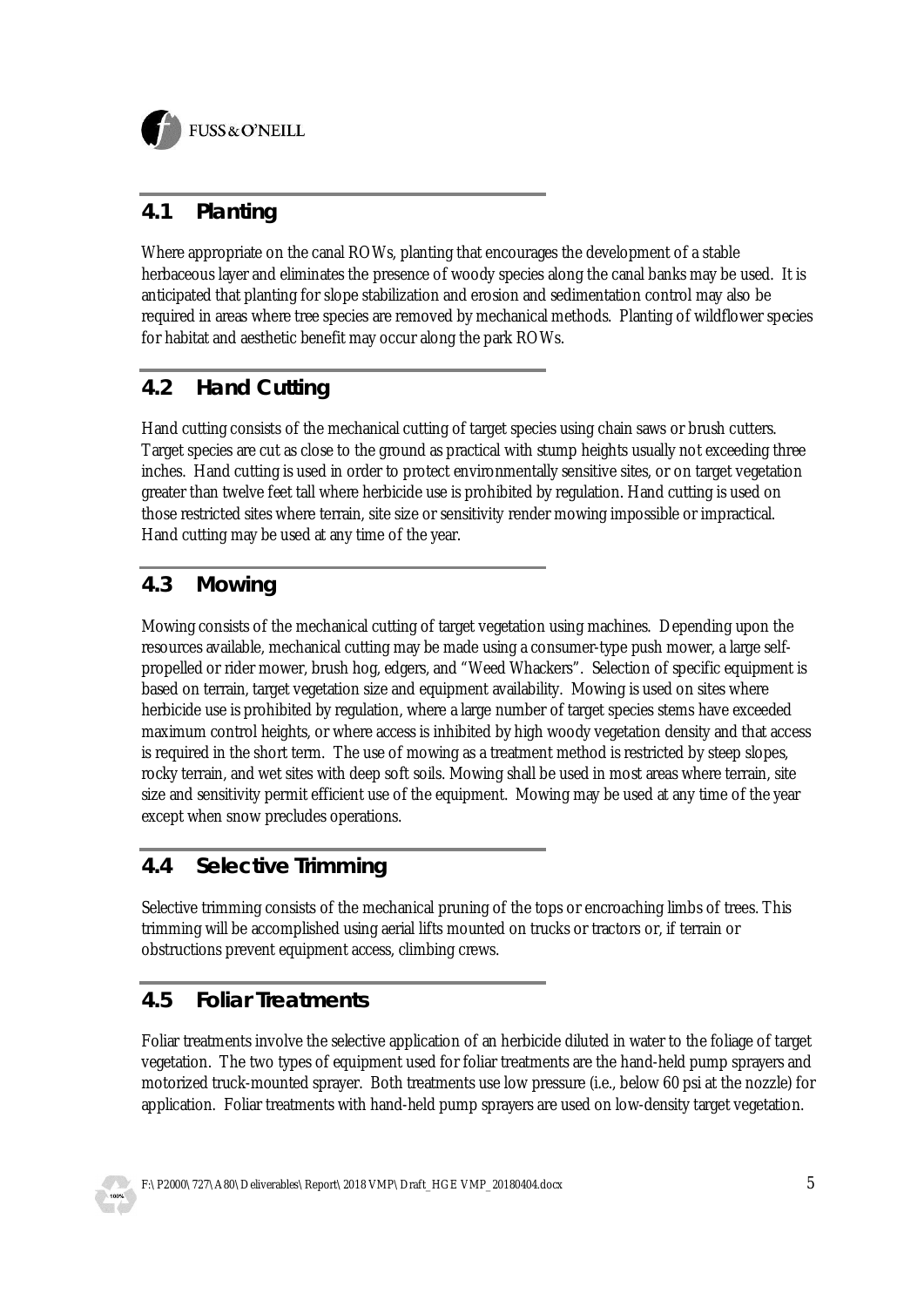## 4.1 Planting

Where appropriate on the canal ROWs, planting that encourages the development of a stable herbaceous layer and eliminates the presence of woody species along the canal banks may be used. It is anticipated that planting for slope stabilization and erosion and sedimentation control may also be required in areas where tree species are removed by mechanical methods. Planting of wildflower species for habitat and aesthetic benefit may occur along the park ROWs.

## 4.2 Hand Cutting

Hand cutting consists of the mechanical cutting of target species using chain saws or brush cutters. Target species are cut as close to the ground as practical with stump heights usually not exceeding three inches. Hand cutting is used in order to protect environmentally sensitive sites, or on target vegetation greater than twelve feet tall where herbicide use is prohibited by regulation. Hand cutting is used on those restricted sites where terrain, site size or sensitivity render mowing impossible or impractical. Hand cutting may be used at any time of the year.

## 4.3 Mowing

Mowing consists of the mechanical cutting of target vegetation using machines. Depending upon the resources available, mechanical cutting may be made using a consumer-type push mower, a large self-propelled or rider mower, brush hog, edgers, and "Weed Whackers". Selection of specific equipment is based on terrain, target vegetation size and equipment availability. Mowing is used on sites where herbicide use is prohibited by regulation, where a large number of target species stems have exceeded maximum control heights, or where access is inhibited by high woody vegetation density and that access is required in the short term. The use of mowing as a treatment method is restricted by steep slopes, rocky terrain, and wet sites with deep soft soils. Mowing shall be used in most areas where terrain, site size and sensitivity permit efficient use of the equipment. Mowing may be used at any time of the year except when snow precludes operations.

## 4.4 Selective Trimming

Selective trimming consists of the mechanical pruning of the tops or encroaching limbs of trees. This trimming will be accomplished using aerial lifts mounted on trucks or tractors or, if terrain or obstructions prevent equipment access, climbing crews.

## 4.5 Foliar Treatments

Foliar treatments involve the selective application of an herbicide diluted in water to the foliage of target vegetation. The two types of equipment used for foliar treatments are the hand-held pump sprayers and motorized truck-mounted sprayer. Both treatments use low pressure (i.e., below 60 psi at the nozzle) for application. Foliar treatments with hand-held pump sprayers are used on low-density target vegetation.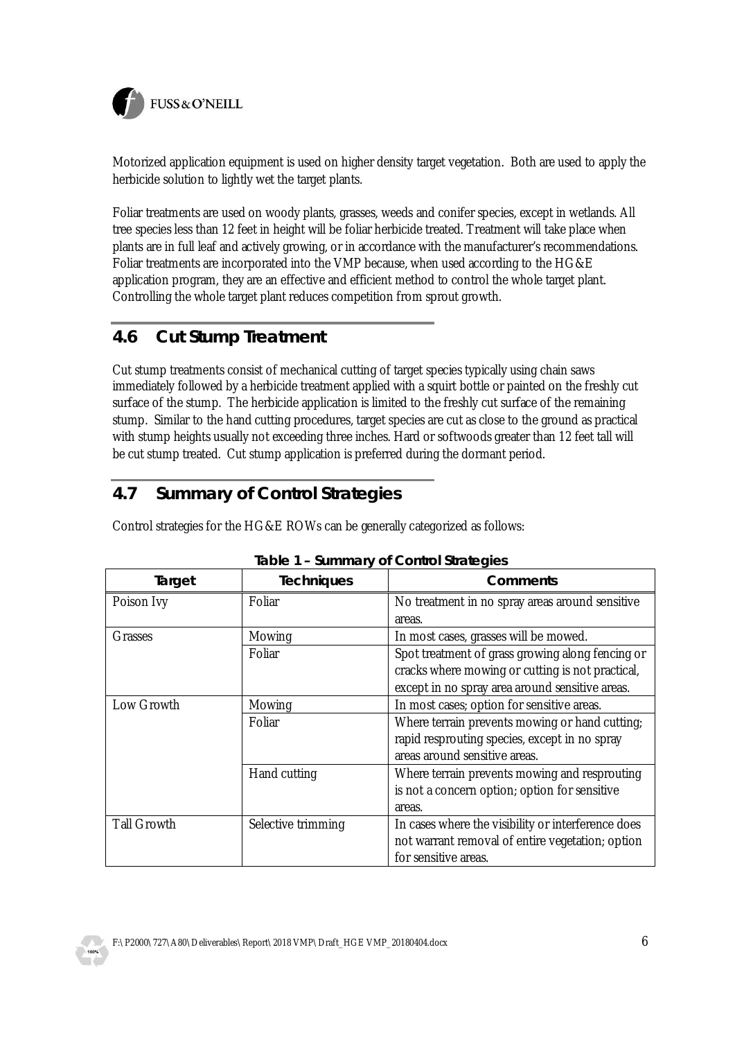Motorized application equipment is used on higher density target vegetation. Both are used to apply the herbicide solution to lightly wet the target plants.

Foliar treatments are used on woody plants, grasses, weeds and conifer species, except in wetlands. All tree species less than 12 feet in height will be foliar herbicide treated. Treatment will take place when plants are in full leaf and actively growing, or in accordance with the manufacturer's recommendations. Foliar treatments are incorporated into the VMP because, when used according to the HG&E application program, they are an effective and efficient method to control the whole target plant. Controlling the whole target plant reduces competition from sprout growth.

## 4.6 Cut Stump Treatment

Cut stump treatments consist of mechanical cutting of target species typically using chain saws immediately followed by a herbicide treatment applied with a squirt bottle or painted on the freshly cut surface of the stump. The herbicide application is limited to the freshly cut surface of the remaining stump. Similar to the hand cutting procedures, target species are cut as close to the ground as practical with stump heights usually not exceeding three inches. Hard or softwoods greater than 12 feet tall will be cut stump treated. Cut stump application is preferred during the dormant period.

## 4.7 Summary of Control Strategies

Control strategies for the HG&E ROWs can be generally categorized as follows:

**Table 1 – Summary of Control Strategies**

| Target | Techniques | Comments |
|---|---|---|
| Poison Ivy | Foliar | No treatment in no spray areas around sensitive areas. |
| Grasses | Mowing | In most cases, grasses will be mowed. |
| | Foliar | Spot treatment of grass growing along fencing or cracks where mowing or cutting is not practical, except in no spray area around sensitive areas. |
| Low Growth | Mowing | In most cases; option for sensitive areas. |
| | Foliar | Where terrain prevents mowing or hand cutting; rapid resprouting species, except in no spray areas around sensitive areas. |
| | Hand cutting | Where terrain prevents mowing and resprouting is not a concern option; option for sensitive areas. |
| Tall Growth | Selective trimming | In cases where the visibility or interference does not warrant removal of entire vegetation; option for sensitive areas. |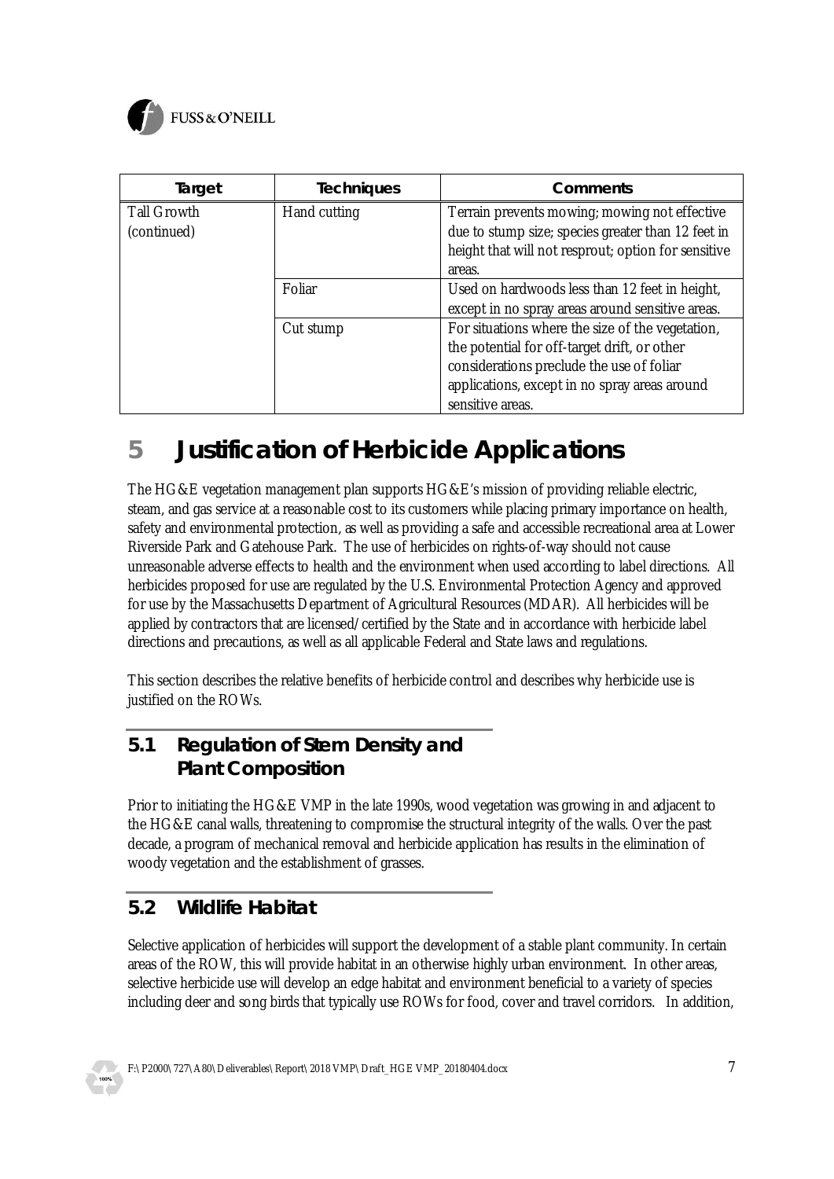| Target | Techniques | Comments |
|---|---|---|
| Tall Growth (continued) | Hand cutting | Terrain prevents mowing; mowing not effective due to stump size; species greater than 12 feet in height that will not resprout; option for sensitive areas. |
| | Foliar | Used on hardwoods less than 12 feet in height, except in no spray areas around sensitive areas. |
| | Cut stump | For situations where the size of the vegetation, the potential for off-target drift, or other considerations preclude the use of foliar applications, except in no spray areas around sensitive areas. |

# 5 Justification of Herbicide Applications

The HG&E vegetation management plan supports HG&E's mission of providing reliable electric, steam, and gas service at a reasonable cost to its customers while placing primary importance on health, safety and environmental protection, as well as providing a safe and accessible recreational area at Lower Riverside Park and Gatehouse Park. The use of herbicides on rights-of-way should not cause unreasonable adverse effects to health and the environment when used according to label directions. All herbicides proposed for use are regulated by the U.S. Environmental Protection Agency and approved for use by the Massachusetts Department of Agricultural Resources (MDAR). All herbicides will be applied by contractors that are licensed/certified by the State and in accordance with herbicide label directions and precautions, as well as all applicable Federal and State laws and regulations.

This section describes the relative benefits of herbicide control and describes why herbicide use is justified on the ROWs.

## 5.1 Regulation of Stem Density and Plant Composition

Prior to initiating the HG&E VMP in the late 1990s, wood vegetation was growing in and adjacent to the HG&E canal walls, threatening to compromise the structural integrity of the walls. Over the past decade, a program of mechanical removal and herbicide application has results in the elimination of woody vegetation and the establishment of grasses.

## 5.2 Wildlife Habitat

Selective application of herbicides will support the development of a stable plant community. In certain areas of the ROW, this will provide habitat in an otherwise highly urban environment. In other areas, selective herbicide use will develop an edge habitat and environment beneficial to a variety of species including deer and song birds that typically use ROWs for food, cover and travel corridors. In addition,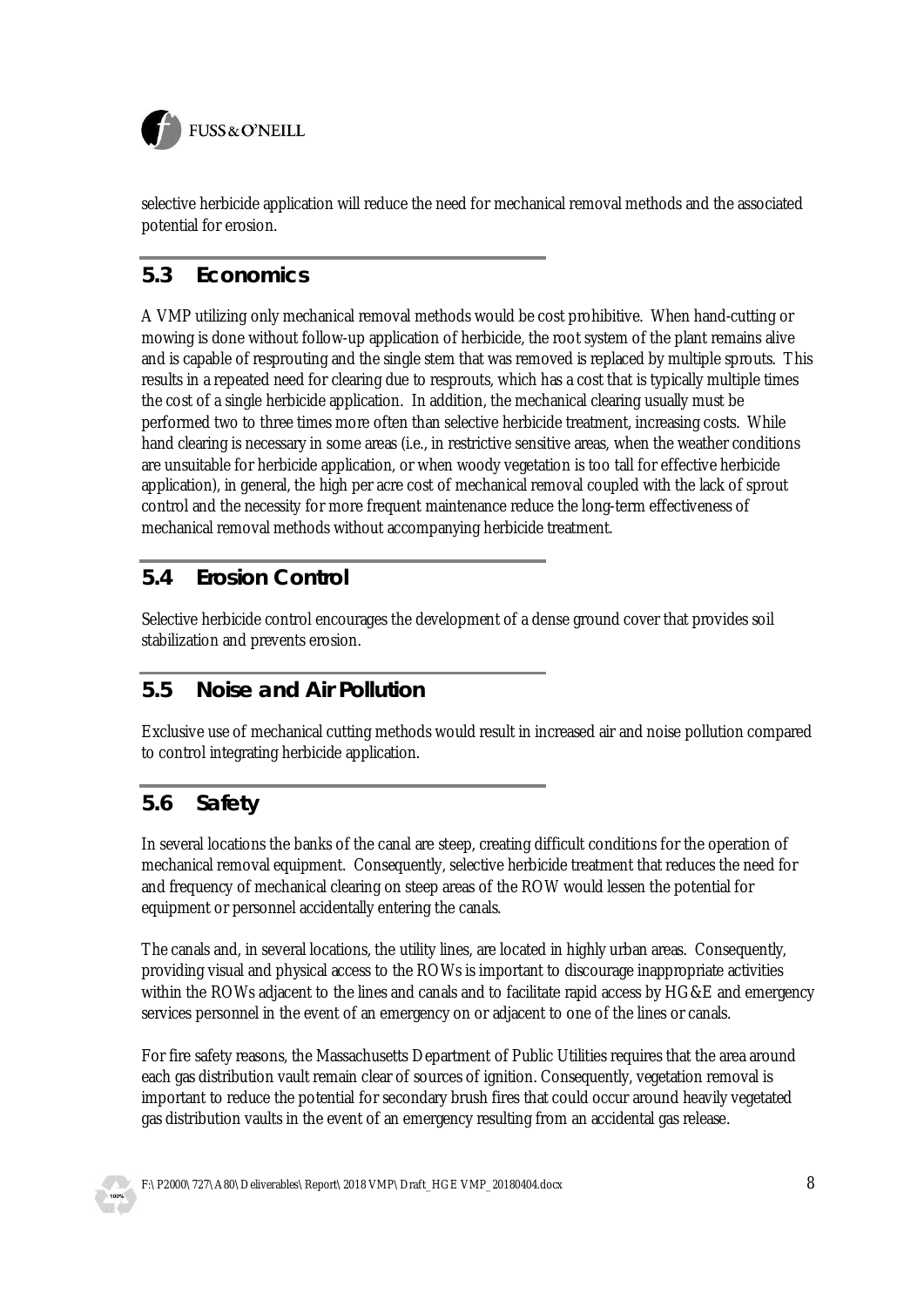selective herbicide application will reduce the need for mechanical removal methods and the associated potential for erosion.

## 5.3 Economics

A VMP utilizing only mechanical removal methods would be cost prohibitive. When hand-cutting or mowing is done without follow-up application of herbicide, the root system of the plant remains alive and is capable of resprouting and the single stem that was removed is replaced by multiple sprouts. This results in a repeated need for clearing due to resprouts, which has a cost that is typically multiple times the cost of a single herbicide application. In addition, the mechanical clearing usually must be performed two to three times more often than selective herbicide treatment, increasing costs. While hand clearing is necessary in some areas (i.e., in restrictive sensitive areas, when the weather conditions are unsuitable for herbicide application, or when woody vegetation is too tall for effective herbicide application), in general, the high per acre cost of mechanical removal coupled with the lack of sprout control and the necessity for more frequent maintenance reduce the long-term effectiveness of mechanical removal methods without accompanying herbicide treatment.

## 5.4 Erosion Control

Selective herbicide control encourages the development of a dense ground cover that provides soil stabilization and prevents erosion.

## 5.5 Noise and Air Pollution

Exclusive use of mechanical cutting methods would result in increased air and noise pollution compared to control integrating herbicide application.

## 5.6 Safety

In several locations the banks of the canal are steep, creating difficult conditions for the operation of mechanical removal equipment. Consequently, selective herbicide treatment that reduces the need for and frequency of mechanical clearing on steep areas of the ROW would lessen the potential for equipment or personnel accidentally entering the canals.

The canals and, in several locations, the utility lines, are located in highly urban areas. Consequently, providing visual and physical access to the ROWs is important to discourage inappropriate activities within the ROWs adjacent to the lines and canals and to facilitate rapid access by HG&E and emergency services personnel in the event of an emergency on or adjacent to one of the lines or canals.

For fire safety reasons, the Massachusetts Department of Public Utilities requires that the area around each gas distribution vault remain clear of sources of ignition. Consequently, vegetation removal is important to reduce the potential for secondary brush fires that could occur around heavily vegetated gas distribution vaults in the event of an emergency resulting from an accidental gas release.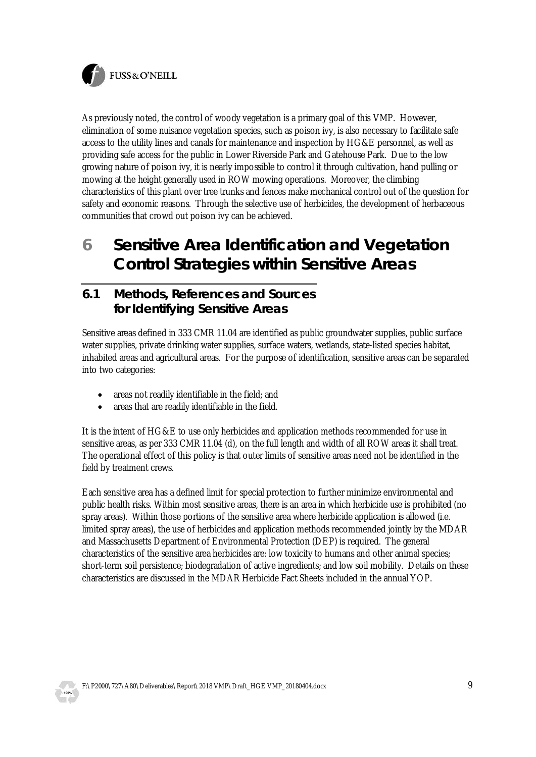As previously noted, the control of woody vegetation is a primary goal of this VMP. However, elimination of some nuisance vegetation species, such as poison ivy, is also necessary to facilitate safe access to the utility lines and canals for maintenance and inspection by HG&E personnel, as well as providing safe access for the public in Lower Riverside Park and Gatehouse Park. Due to the low growing nature of poison ivy, it is nearly impossible to control it through cultivation, hand pulling or mowing at the height generally used in ROW mowing operations. Moreover, the climbing characteristics of this plant over tree trunks and fences make mechanical control out of the question for safety and economic reasons. Through the selective use of herbicides, the development of herbaceous communities that crowd out poison ivy can be achieved.

# 6 Sensitive Area Identification and Vegetation Control Strategies within Sensitive Areas

## 6.1 Methods, References and Sources for Identifying Sensitive Areas

Sensitive areas defined in 333 CMR 11.04 are identified as public groundwater supplies, public surface water supplies, private drinking water supplies, surface waters, wetlands, state-listed species habitat, inhabited areas and agricultural areas. For the purpose of identification, sensitive areas can be separated into two categories:

- areas not readily identifiable in the field; and
- areas that are readily identifiable in the field.

It is the intent of HG&E to use only herbicides and application methods recommended for use in sensitive areas, as per 333 CMR 11.04 (d), on the full length and width of all ROW areas it shall treat. The operational effect of this policy is that outer limits of sensitive areas need not be identified in the field by treatment crews.

Each sensitive area has a defined limit for special protection to further minimize environmental and public health risks. Within most sensitive areas, there is an area in which herbicide use is prohibited (no spray areas). Within those portions of the sensitive area where herbicide application is allowed (i.e. limited spray areas), the use of herbicides and application methods recommended jointly by the MDAR and Massachusetts Department of Environmental Protection (DEP) is required. The general characteristics of the sensitive area herbicides are: low toxicity to humans and other animal species; short-term soil persistence; biodegradation of active ingredients; and low soil mobility. Details on these characteristics are discussed in the MDAR Herbicide Fact Sheets included in the annual YOP.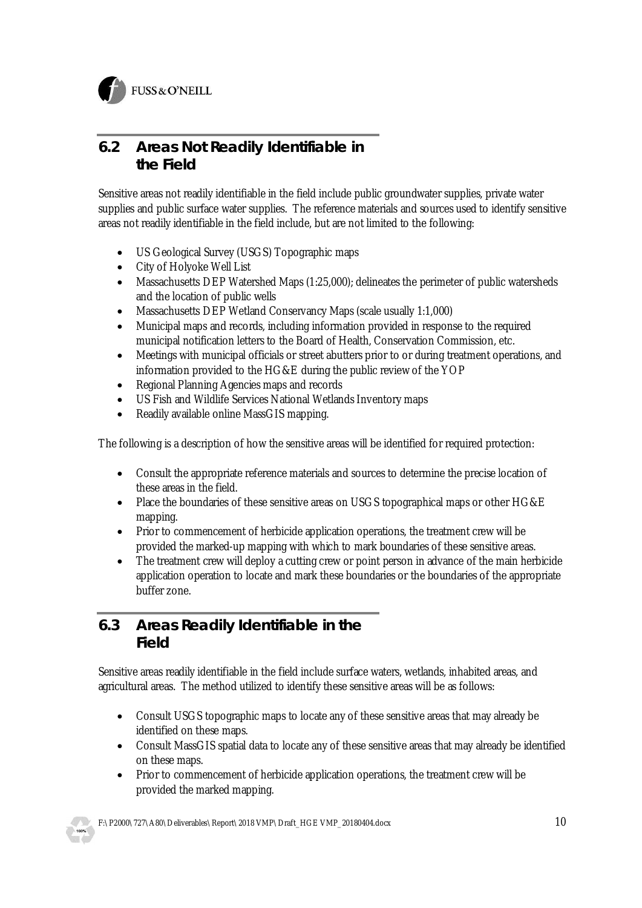## 6.2 Areas Not Readily Identifiable in the Field

Sensitive areas not readily identifiable in the field include public groundwater supplies, private water supplies and public surface water supplies. The reference materials and sources used to identify sensitive areas not readily identifiable in the field include, but are not limited to the following:

- US Geological Survey (USGS) Topographic maps
- City of Holyoke Well List
- Massachusetts DEP Watershed Maps (1:25,000); delineates the perimeter of public watersheds and the location of public wells
- Massachusetts DEP Wetland Conservancy Maps (scale usually 1:1,000)
- Municipal maps and records, including information provided in response to the required municipal notification letters to the Board of Health, Conservation Commission, etc.
- Meetings with municipal officials or street abutters prior to or during treatment operations, and information provided to the HG&E during the public review of the YOP
- Regional Planning Agencies maps and records
- US Fish and Wildlife Services National Wetlands Inventory maps
- Readily available online MassGIS mapping.

The following is a description of how the sensitive areas will be identified for required protection:

- Consult the appropriate reference materials and sources to determine the precise location of these areas in the field.
- Place the boundaries of these sensitive areas on USGS topographical maps or other HG&E mapping.
- Prior to commencement of herbicide application operations, the treatment crew will be provided the marked-up mapping with which to mark boundaries of these sensitive areas.
- The treatment crew will deploy a cutting crew or point person in advance of the main herbicide application operation to locate and mark these boundaries or the boundaries of the appropriate buffer zone.

## 6.3 Areas Readily Identifiable in the Field

Sensitive areas readily identifiable in the field include surface waters, wetlands, inhabited areas, and agricultural areas. The method utilized to identify these sensitive areas will be as follows:

- Consult USGS topographic maps to locate any of these sensitive areas that may already be identified on these maps.
- Consult MassGIS spatial data to locate any of these sensitive areas that may already be identified on these maps.
- Prior to commencement of herbicide application operations, the treatment crew will be provided the marked mapping.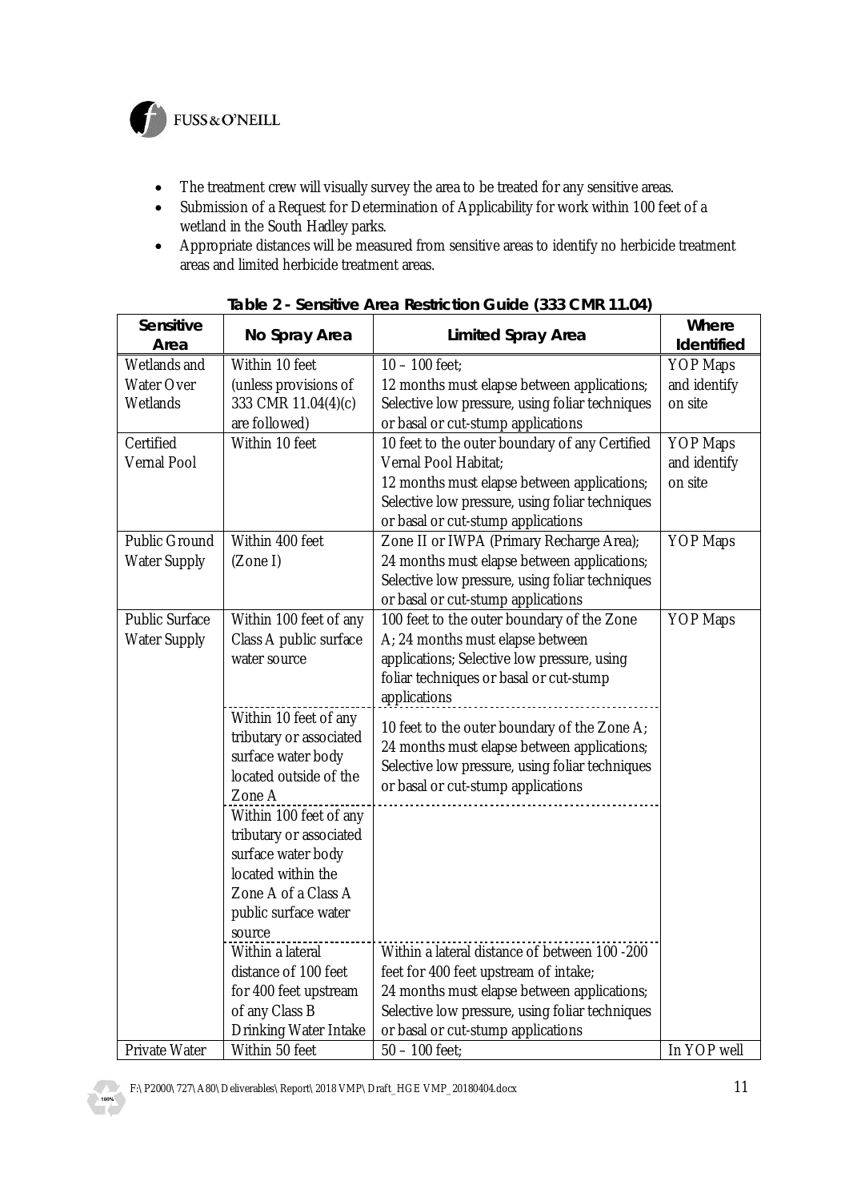- The treatment crew will visually survey the area to be treated for any sensitive areas.
- Submission of a Request for Determination of Applicability for work within 100 feet of a wetland in the South Hadley parks.
- Appropriate distances will be measured from sensitive areas to identify no herbicide treatment areas and limited herbicide treatment areas.

**Table 2 - Sensitive Area Restriction Guide (333 CMR 11.04)**

| Sensitive Area | No Spray Area | Limited Spray Area | Where Identified |
|---|---|---|---|
| Wetlands and Water Over Wetlands | Within 10 feet (unless provisions of 333 CMR 11.04(4)(c) are followed) | 10 – 100 feet; 12 months must elapse between applications; Selective low pressure, using foliar techniques or basal or cut-stump applications | YOP Maps and identify on site |
| Certified Vernal Pool | Within 10 feet | 10 feet to the outer boundary of any Certified Vernal Pool Habitat; 12 months must elapse between applications; Selective low pressure, using foliar techniques or basal or cut-stump applications | YOP Maps and identify on site |
| Public Ground Water Supply | Within 400 feet (Zone I) | Zone II or IWPA (Primary Recharge Area); 24 months must elapse between applications; Selective low pressure, using foliar techniques or basal or cut-stump applications | YOP Maps |
| Public Surface Water Supply | Within 100 feet of any Class A public surface water source | 100 feet to the outer boundary of the Zone A; 24 months must elapse between applications; Selective low pressure, using foliar techniques or basal or cut-stump applications | YOP Maps |
| | Within 10 feet of any tributary or associated surface water body located outside of the Zone A | 10 feet to the outer boundary of the Zone A; 24 months must elapse between applications; Selective low pressure, using foliar techniques or basal or cut-stump applications | |
| | Within 100 feet of any tributary or associated surface water body located within the Zone A of a Class A public surface water source | | |
| | Within a lateral distance of 100 feet for 400 feet upstream of any Class B Drinking Water Intake | Within a lateral distance of between 100 -200 feet for 400 feet upstream of intake; 24 months must elapse between applications; Selective low pressure, using foliar techniques or basal or cut-stump applications | |
| Private Water | Within 50 feet | 50 – 100 feet; | In YOP well |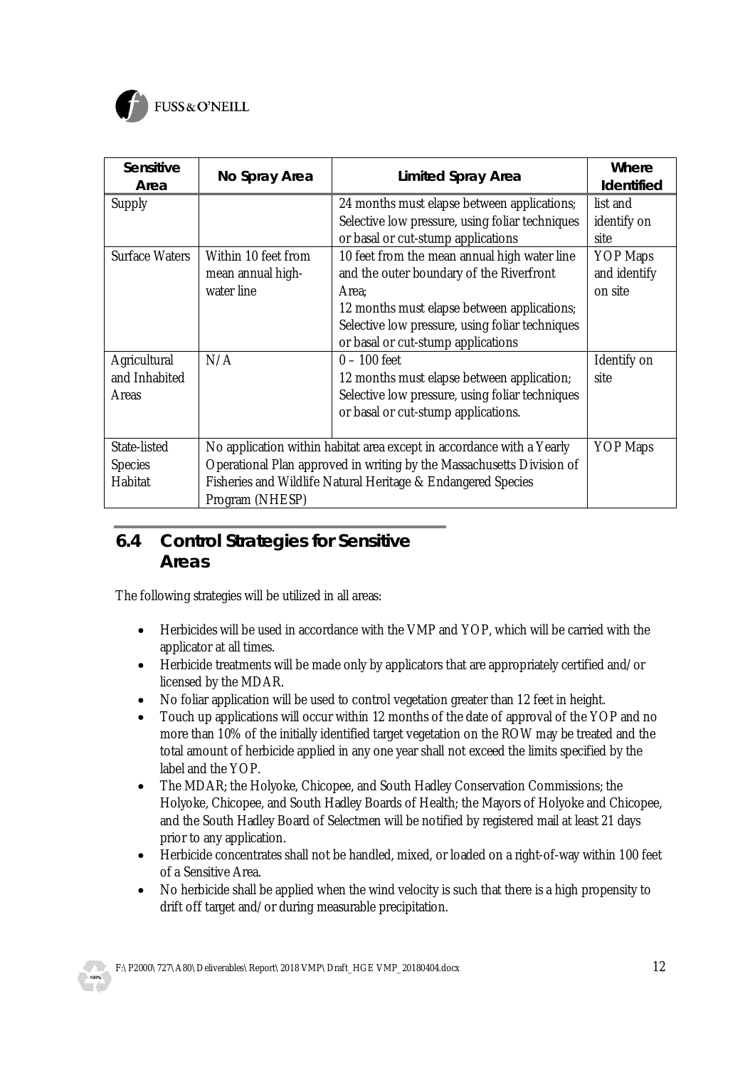| Sensitive Area | No Spray Area | Limited Spray Area | Where Identified |
|---|---|---|---|
| Supply | | 24 months must elapse between applications; Selective low pressure, using foliar techniques or basal or cut-stump applications | list and identify on site |
| Surface Waters | Within 10 feet from mean annual high-water line | 10 feet from the mean annual high water line and the outer boundary of the Riverfront Area; 12 months must elapse between applications; Selective low pressure, using foliar techniques or basal or cut-stump applications | YOP Maps and identify on site |
| Agricultural and Inhabited Areas | N/A | 0 – 100 feet 12 months must elapse between application; Selective low pressure, using foliar techniques or basal or cut-stump applications. | Identify on site |
| State-listed Species Habitat | No application within habitat area except in accordance with a Yearly Operational Plan approved in writing by the Massachusetts Division of Fisheries and Wildlife Natural Heritage & Endangered Species Program (NHESP) | | YOP Maps |

## 6.4 Control Strategies for Sensitive Areas

The following strategies will be utilized in all areas:

- Herbicides will be used in accordance with the VMP and YOP, which will be carried with the applicator at all times.
- Herbicide treatments will be made only by applicators that are appropriately certified and/or licensed by the MDAR.
- No foliar application will be used to control vegetation greater than 12 feet in height.
- Touch up applications will occur within 12 months of the date of approval of the YOP and no more than 10% of the initially identified target vegetation on the ROW may be treated and the total amount of herbicide applied in any one year shall not exceed the limits specified by the label and the YOP.
- The MDAR; the Holyoke, Chicopee, and South Hadley Conservation Commissions; the Holyoke, Chicopee, and South Hadley Boards of Health; the Mayors of Holyoke and Chicopee, and the South Hadley Board of Selectmen will be notified by registered mail at least 21 days prior to any application.
- Herbicide concentrates shall not be handled, mixed, or loaded on a right-of-way within 100 feet of a Sensitive Area.
- No herbicide shall be applied when the wind velocity is such that there is a high propensity to drift off target and/or during measurable precipitation.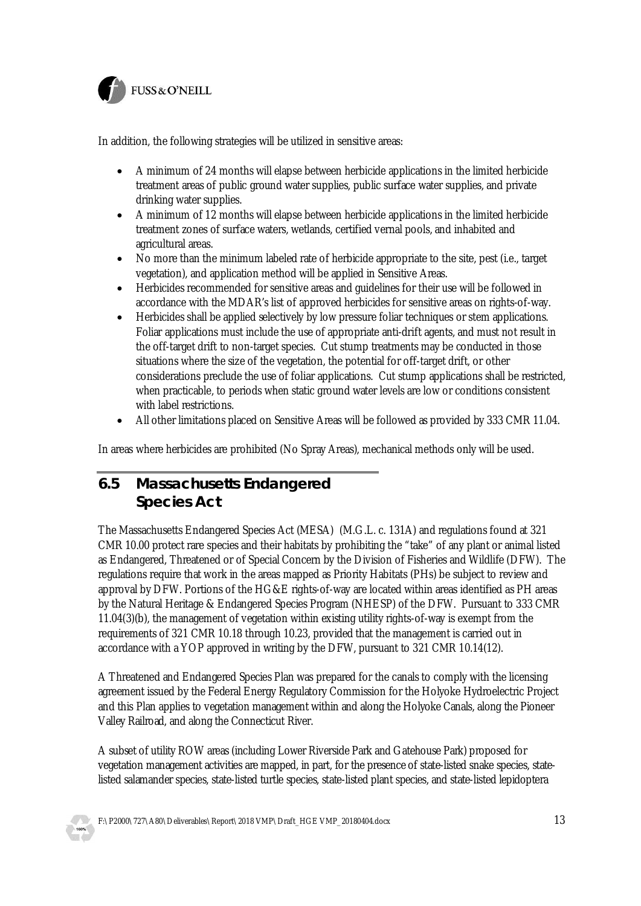In addition, the following strategies will be utilized in sensitive areas:

- A minimum of 24 months will elapse between herbicide applications in the limited herbicide treatment areas of public ground water supplies, public surface water supplies, and private drinking water supplies.
- A minimum of 12 months will elapse between herbicide applications in the limited herbicide treatment zones of surface waters, wetlands, certified vernal pools, and inhabited and agricultural areas.
- No more than the minimum labeled rate of herbicide appropriate to the site, pest (i.e., target vegetation), and application method will be applied in Sensitive Areas.
- Herbicides recommended for sensitive areas and guidelines for their use will be followed in accordance with the MDAR's list of approved herbicides for sensitive areas on rights-of-way.
- Herbicides shall be applied selectively by low pressure foliar techniques or stem applications. Foliar applications must include the use of appropriate anti-drift agents, and must not result in the off-target drift to non-target species. Cut stump treatments may be conducted in those situations where the size of the vegetation, the potential for off-target drift, or other considerations preclude the use of foliar applications. Cut stump applications shall be restricted, when practicable, to periods when static ground water levels are low or conditions consistent with label restrictions.
- All other limitations placed on Sensitive Areas will be followed as provided by 333 CMR 11.04.

In areas where herbicides are prohibited (No Spray Areas), mechanical methods only will be used.

## 6.5 Massachusetts Endangered Species Act

The Massachusetts Endangered Species Act (MESA) (M.G.L. c. 131A) and regulations found at 321 CMR 10.00 protect rare species and their habitats by prohibiting the "take" of any plant or animal listed as Endangered, Threatened or of Special Concern by the Division of Fisheries and Wildlife (DFW). The regulations require that work in the areas mapped as Priority Habitats (PHs) be subject to review and approval by DFW. Portions of the HG&E rights-of-way are located within areas identified as PH areas by the Natural Heritage & Endangered Species Program (NHESP) of the DFW. Pursuant to 333 CMR 11.04(3)(b), the management of vegetation within existing utility rights-of-way is exempt from the requirements of 321 CMR 10.18 through 10.23, provided that the management is carried out in accordance with a YOP approved in writing by the DFW, pursuant to 321 CMR 10.14(12).

A Threatened and Endangered Species Plan was prepared for the canals to comply with the licensing agreement issued by the Federal Energy Regulatory Commission for the Holyoke Hydroelectric Project and this Plan applies to vegetation management within and along the Holyoke Canals, along the Pioneer Valley Railroad, and along the Connecticut River.

A subset of utility ROW areas (including Lower Riverside Park and Gatehouse Park) proposed for vegetation management activities are mapped, in part, for the presence of state-listed snake species, state-listed salamander species, state-listed turtle species, state-listed plant species, and state-listed lepidoptera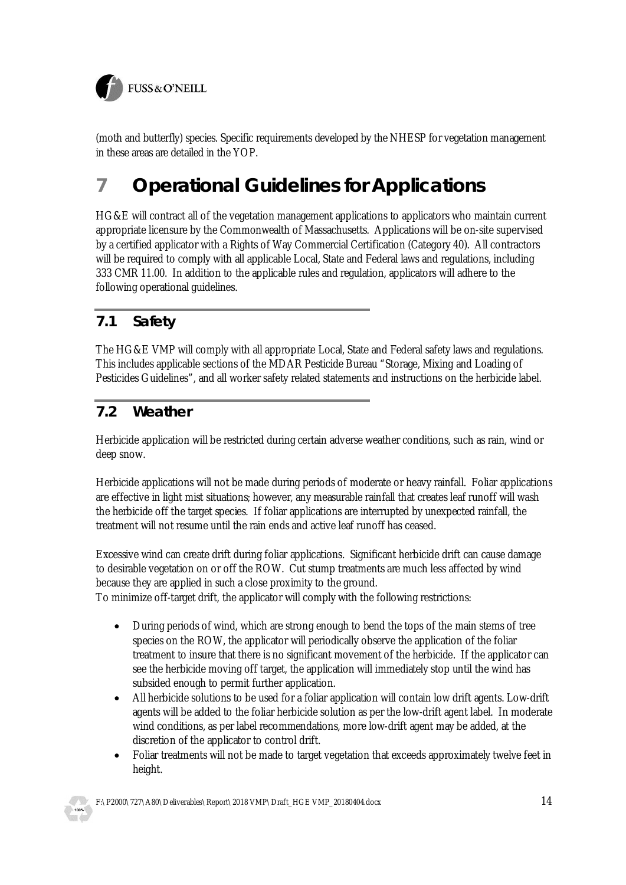(moth and butterfly) species. Specific requirements developed by the NHESP for vegetation management in these areas are detailed in the YOP.

# 7 Operational Guidelines for Applications

HG&E will contract all of the vegetation management applications to applicators who maintain current appropriate licensure by the Commonwealth of Massachusetts. Applications will be on-site supervised by a certified applicator with a Rights of Way Commercial Certification (Category 40). All contractors will be required to comply with all applicable Local, State and Federal laws and regulations, including 333 CMR 11.00. In addition to the applicable rules and regulation, applicators will adhere to the following operational guidelines.

## 7.1 Safety

The HG&E VMP will comply with all appropriate Local, State and Federal safety laws and regulations. This includes applicable sections of the MDAR Pesticide Bureau "Storage, Mixing and Loading of Pesticides Guidelines", and all worker safety related statements and instructions on the herbicide label.

## 7.2 Weather

Herbicide application will be restricted during certain adverse weather conditions, such as rain, wind or deep snow.

Herbicide applications will not be made during periods of moderate or heavy rainfall. Foliar applications are effective in light mist situations; however, any measurable rainfall that creates leaf runoff will wash the herbicide off the target species. If foliar applications are interrupted by unexpected rainfall, the treatment will not resume until the rain ends and active leaf runoff has ceased.

Excessive wind can create drift during foliar applications. Significant herbicide drift can cause damage to desirable vegetation on or off the ROW. Cut stump treatments are much less affected by wind because they are applied in such a close proximity to the ground.
To minimize off-target drift, the applicator will comply with the following restrictions:

- During periods of wind, which are strong enough to bend the tops of the main stems of tree species on the ROW, the applicator will periodically observe the application of the foliar treatment to insure that there is no significant movement of the herbicide. If the applicator can see the herbicide moving off target, the application will immediately stop until the wind has subsided enough to permit further application.
- All herbicide solutions to be used for a foliar application will contain low drift agents. Low-drift agents will be added to the foliar herbicide solution as per the low-drift agent label. In moderate wind conditions, as per label recommendations, more low-drift agent may be added, at the discretion of the applicator to control drift.
- Foliar treatments will not be made to target vegetation that exceeds approximately twelve feet in height.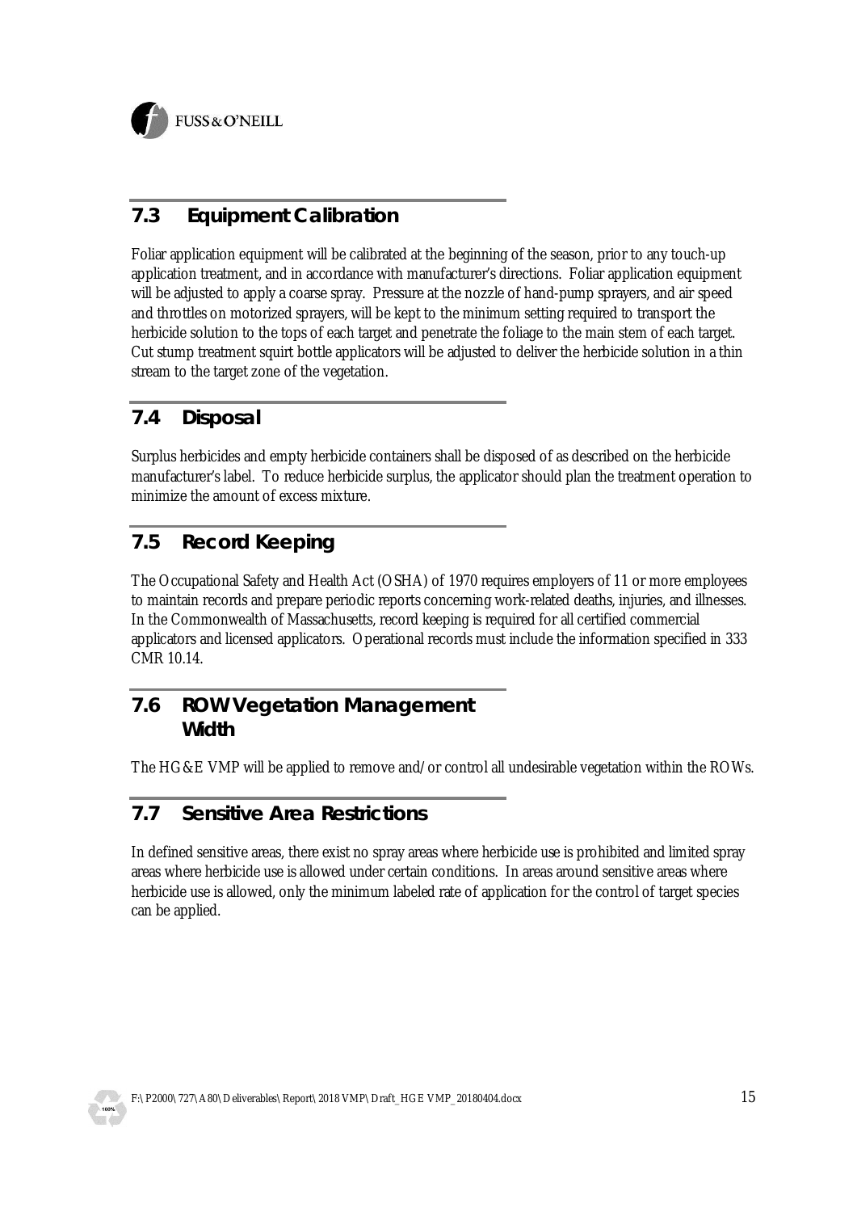## 7.3 Equipment Calibration

Foliar application equipment will be calibrated at the beginning of the season, prior to any touch-up application treatment, and in accordance with manufacturer's directions. Foliar application equipment will be adjusted to apply a coarse spray. Pressure at the nozzle of hand-pump sprayers, and air speed and throttles on motorized sprayers, will be kept to the minimum setting required to transport the herbicide solution to the tops of each target and penetrate the foliage to the main stem of each target. Cut stump treatment squirt bottle applicators will be adjusted to deliver the herbicide solution in a thin stream to the target zone of the vegetation.

## 7.4 Disposal

Surplus herbicides and empty herbicide containers shall be disposed of as described on the herbicide manufacturer's label. To reduce herbicide surplus, the applicator should plan the treatment operation to minimize the amount of excess mixture.

## 7.5 Record Keeping

The Occupational Safety and Health Act (OSHA) of 1970 requires employers of 11 or more employees to maintain records and prepare periodic reports concerning work-related deaths, injuries, and illnesses. In the Commonwealth of Massachusetts, record keeping is required for all certified commercial applicators and licensed applicators. Operational records must include the information specified in 333 CMR 10.14.

## 7.6 ROW Vegetation Management Width

The HG&E VMP will be applied to remove and/or control all undesirable vegetation within the ROWs.

## 7.7 Sensitive Area Restrictions

In defined sensitive areas, there exist no spray areas where herbicide use is prohibited and limited spray areas where herbicide use is allowed under certain conditions. In areas around sensitive areas where herbicide use is allowed, only the minimum labeled rate of application for the control of target species can be applied.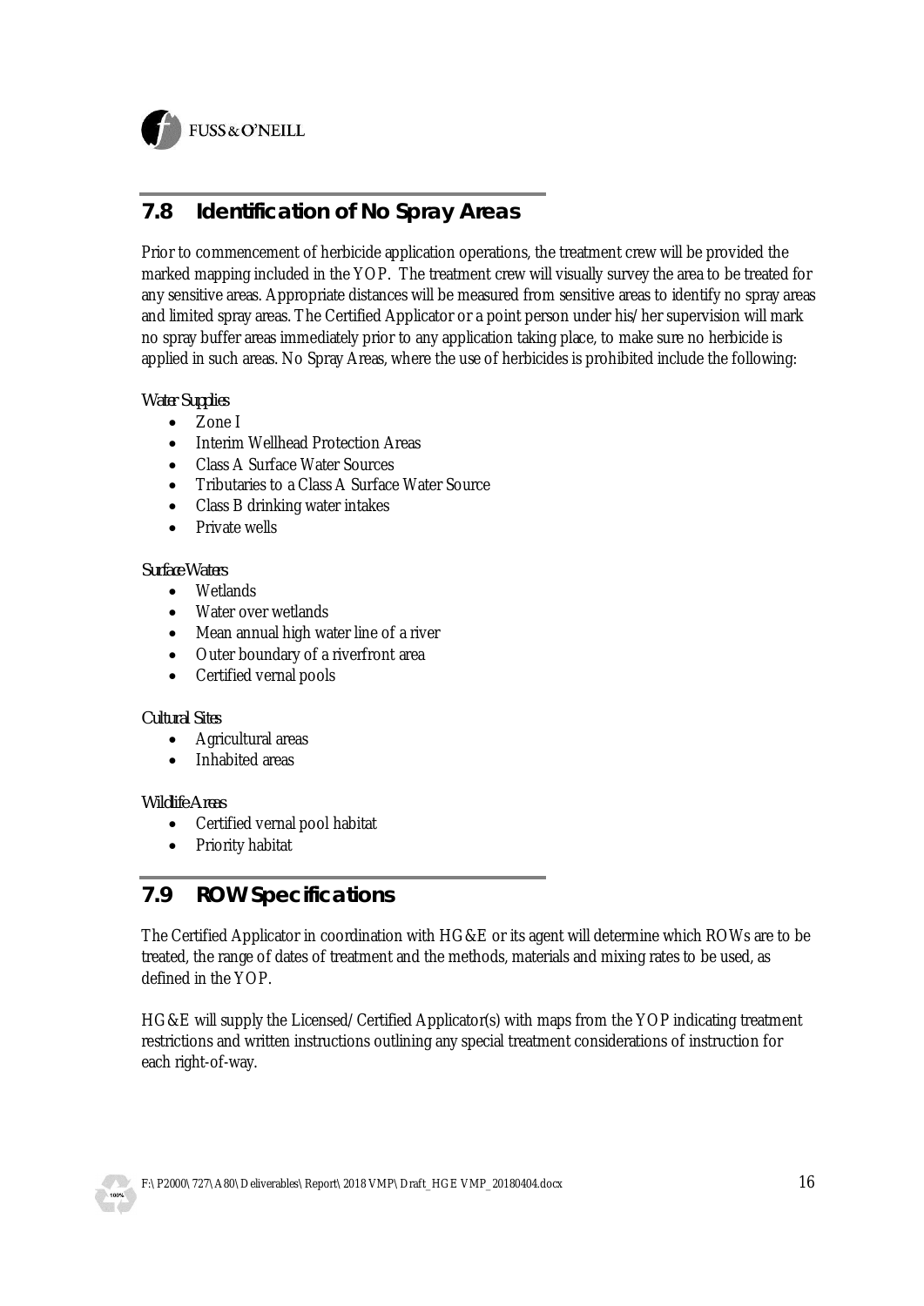## 7.8 Identification of No Spray Areas

Prior to commencement of herbicide application operations, the treatment crew will be provided the marked mapping included in the YOP. The treatment crew will visually survey the area to be treated for any sensitive areas. Appropriate distances will be measured from sensitive areas to identify no spray areas and limited spray areas. The Certified Applicator or a point person under his/her supervision will mark no spray buffer areas immediately prior to any application taking place, to make sure no herbicide is applied in such areas. No Spray Areas, where the use of herbicides is prohibited include the following:

*Water Supplies*

- Zone I
- Interim Wellhead Protection Areas
- Class A Surface Water Sources
- Tributaries to a Class A Surface Water Source
- Class B drinking water intakes
- Private wells

*Surface Waters*

- Wetlands
- Water over wetlands
- Mean annual high water line of a river
- Outer boundary of a riverfront area
- Certified vernal pools

*Cultural Sites*

- Agricultural areas
- Inhabited areas

*Wildlife Areas*

- Certified vernal pool habitat
- Priority habitat

## 7.9 ROW Specifications

The Certified Applicator in coordination with HG&E or its agent will determine which ROWs are to be treated, the range of dates of treatment and the methods, materials and mixing rates to be used, as defined in the YOP.

HG&E will supply the Licensed/Certified Applicator(s) with maps from the YOP indicating treatment restrictions and written instructions outlining any special treatment considerations of instruction for each right-of-way.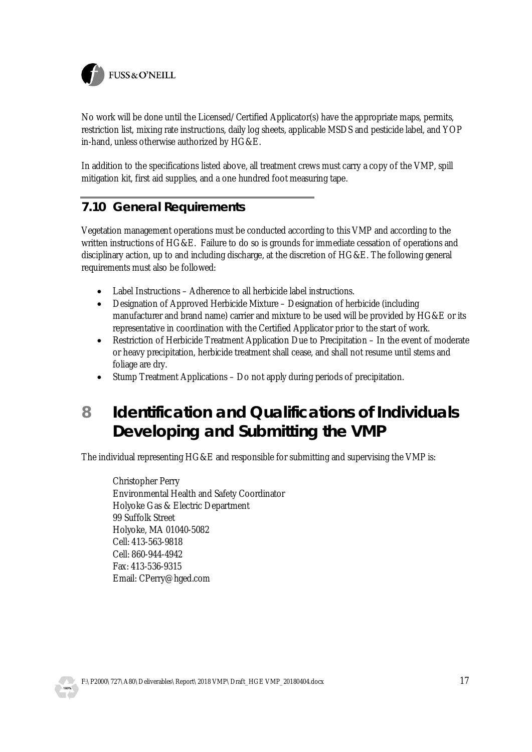No work will be done until the Licensed/Certified Applicator(s) have the appropriate maps, permits, restriction list, mixing rate instructions, daily log sheets, applicable MSDS and pesticide label, and YOP in-hand, unless otherwise authorized by HG&E.

In addition to the specifications listed above, all treatment crews must carry a copy of the VMP, spill mitigation kit, first aid supplies, and a one hundred foot measuring tape.

## 7.10 General Requirements

Vegetation management operations must be conducted according to this VMP and according to the written instructions of HG&E. Failure to do so is grounds for immediate cessation of operations and disciplinary action, up to and including discharge, at the discretion of HG&E. The following general requirements must also be followed:

- Label Instructions – Adherence to all herbicide label instructions.
- Designation of Approved Herbicide Mixture – Designation of herbicide (including manufacturer and brand name) carrier and mixture to be used will be provided by HG&E or its representative in coordination with the Certified Applicator prior to the start of work.
- Restriction of Herbicide Treatment Application Due to Precipitation – In the event of moderate or heavy precipitation, herbicide treatment shall cease, and shall not resume until stems and foliage are dry.
- Stump Treatment Applications – Do not apply during periods of precipitation.

# 8 Identification and Qualifications of Individuals Developing and Submitting the VMP

The individual representing HG&E and responsible for submitting and supervising the VMP is:

Christopher Perry
Environmental Health and Safety Coordinator
Holyoke Gas & Electric Department
99 Suffolk Street
Holyoke, MA 01040-5082
Cell: 413-563-9818
Cell: 860-944-4942
Fax: 413-536-9315
Email: CPerry@hged.com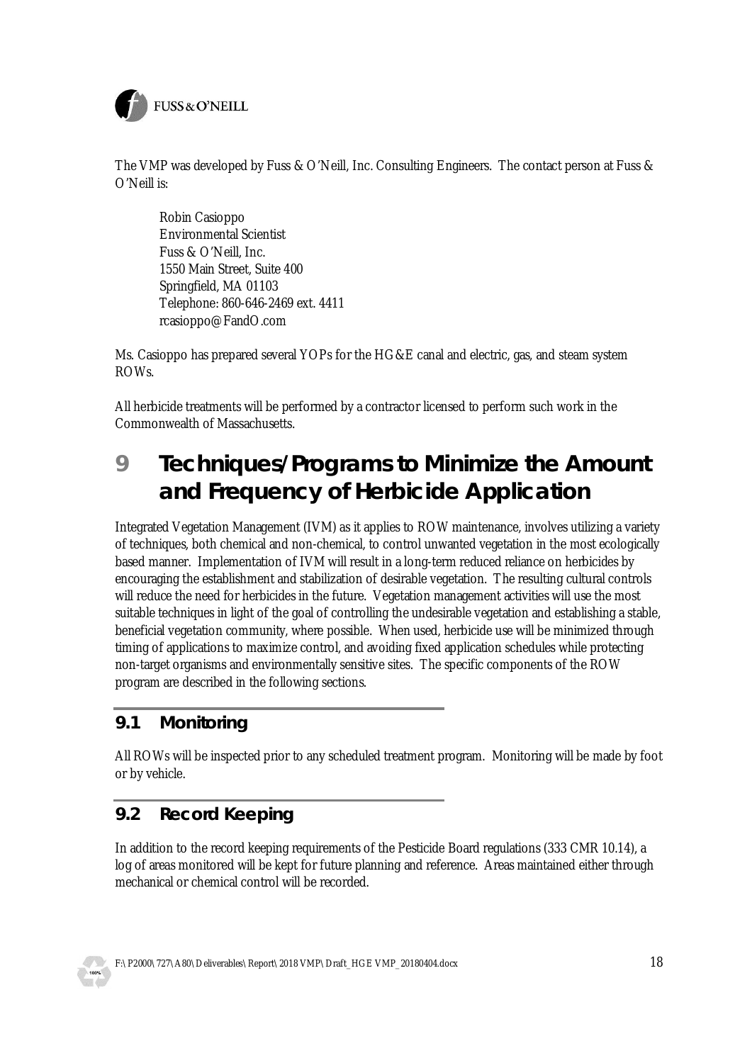The VMP was developed by Fuss & O'Neill, Inc. Consulting Engineers. The contact person at Fuss & O'Neill is:

> Robin Casioppo
> Environmental Scientist
> Fuss & O'Neill, Inc.
> 1550 Main Street, Suite 400
> Springfield, MA 01103
> Telephone: 860-646-2469 ext. 4411
> rcasioppo@FandO.com

Ms. Casioppo has prepared several YOPs for the HG&E canal and electric, gas, and steam system ROWs.

All herbicide treatments will be performed by a contractor licensed to perform such work in the Commonwealth of Massachusetts.

# 9 Techniques/Programs to Minimize the Amount and Frequency of Herbicide Application

Integrated Vegetation Management (IVM) as it applies to ROW maintenance, involves utilizing a variety of techniques, both chemical and non-chemical, to control unwanted vegetation in the most ecologically based manner. Implementation of IVM will result in a long-term reduced reliance on herbicides by encouraging the establishment and stabilization of desirable vegetation. The resulting cultural controls will reduce the need for herbicides in the future. Vegetation management activities will use the most suitable techniques in light of the goal of controlling the undesirable vegetation and establishing a stable, beneficial vegetation community, where possible. When used, herbicide use will be minimized through timing of applications to maximize control, and avoiding fixed application schedules while protecting non-target organisms and environmentally sensitive sites. The specific components of the ROW program are described in the following sections.

## 9.1 Monitoring

All ROWs will be inspected prior to any scheduled treatment program. Monitoring will be made by foot or by vehicle.

## 9.2 Record Keeping

In addition to the record keeping requirements of the Pesticide Board regulations (333 CMR 10.14), a log of areas monitored will be kept for future planning and reference. Areas maintained either through mechanical or chemical control will be recorded.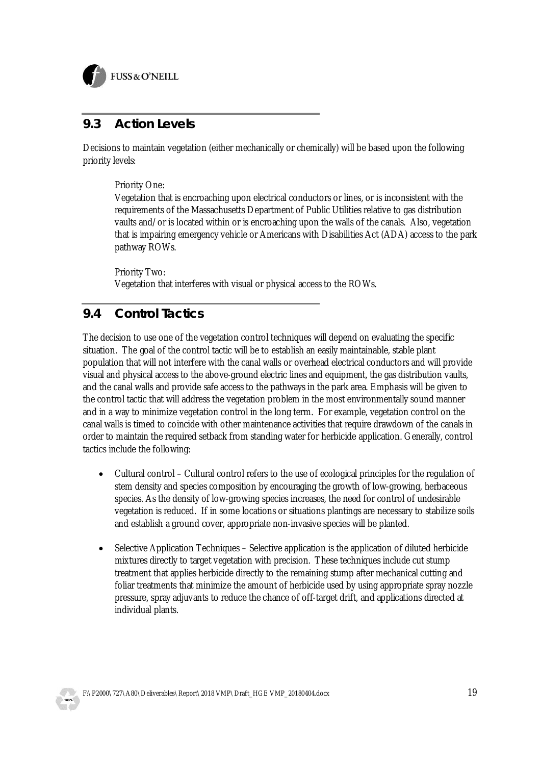## 9.3 Action Levels

Decisions to maintain vegetation (either mechanically or chemically) will be based upon the following priority levels:

Priority One:
Vegetation that is encroaching upon electrical conductors or lines, or is inconsistent with the requirements of the Massachusetts Department of Public Utilities relative to gas distribution vaults and/or is located within or is encroaching upon the walls of the canals. Also, vegetation that is impairing emergency vehicle or Americans with Disabilities Act (ADA) access to the park pathway ROWs.

Priority Two:
Vegetation that interferes with visual or physical access to the ROWs.

## 9.4 Control Tactics

The decision to use one of the vegetation control techniques will depend on evaluating the specific situation. The goal of the control tactic will be to establish an easily maintainable, stable plant population that will not interfere with the canal walls or overhead electrical conductors and will provide visual and physical access to the above-ground electric lines and equipment, the gas distribution vaults, and the canal walls and provide safe access to the pathways in the park area. Emphasis will be given to the control tactic that will address the vegetation problem in the most environmentally sound manner and in a way to minimize vegetation control in the long term. For example, vegetation control on the canal walls is timed to coincide with other maintenance activities that require drawdown of the canals in order to maintain the required setback from standing water for herbicide application. Generally, control tactics include the following:

- Cultural control – Cultural control refers to the use of ecological principles for the regulation of stem density and species composition by encouraging the growth of low-growing, herbaceous species. As the density of low-growing species increases, the need for control of undesirable vegetation is reduced. If in some locations or situations plantings are necessary to stabilize soils and establish a ground cover, appropriate non-invasive species will be planted.

- Selective Application Techniques – Selective application is the application of diluted herbicide mixtures directly to target vegetation with precision. These techniques include cut stump treatment that applies herbicide directly to the remaining stump after mechanical cutting and foliar treatments that minimize the amount of herbicide used by using appropriate spray nozzle pressure, spray adjuvants to reduce the chance of off-target drift, and applications directed at individual plants.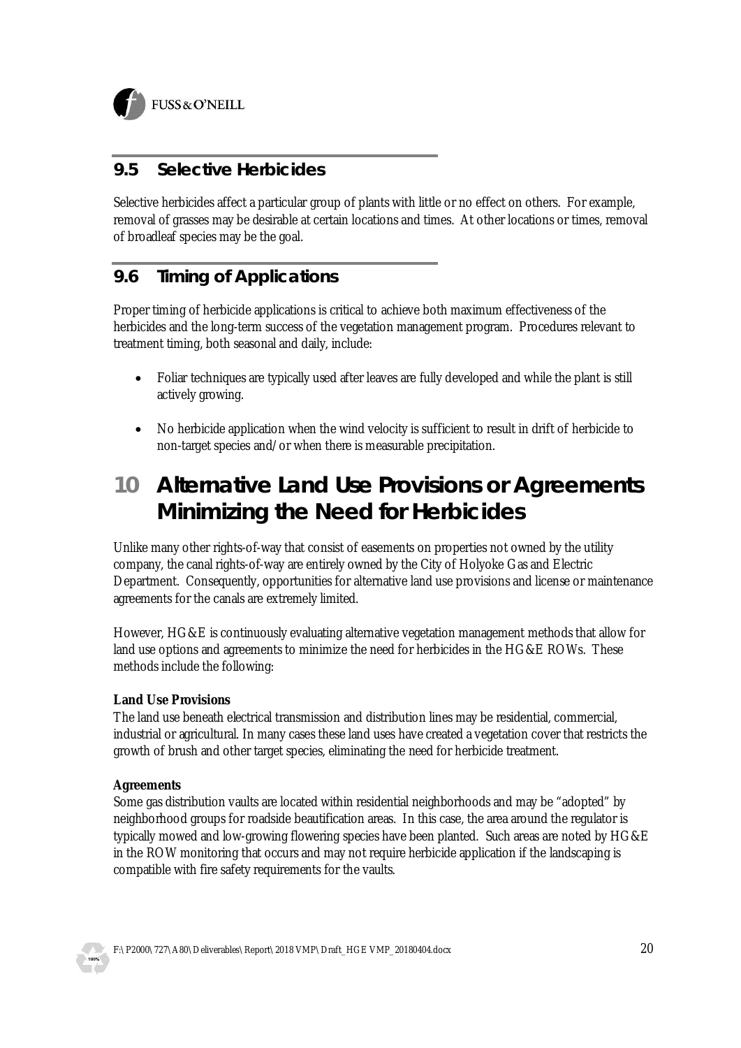## 9.5 Selective Herbicides

Selective herbicides affect a particular group of plants with little or no effect on others. For example, removal of grasses may be desirable at certain locations and times. At other locations or times, removal of broadleaf species may be the goal.

## 9.6 Timing of Applications

Proper timing of herbicide applications is critical to achieve both maximum effectiveness of the herbicides and the long-term success of the vegetation management program. Procedures relevant to treatment timing, both seasonal and daily, include:

- Foliar techniques are typically used after leaves are fully developed and while the plant is still actively growing.
- No herbicide application when the wind velocity is sufficient to result in drift of herbicide to non-target species and/or when there is measurable precipitation.

# 10 Alternative Land Use Provisions or Agreements Minimizing the Need for Herbicides

Unlike many other rights-of-way that consist of easements on properties not owned by the utility company, the canal rights-of-way are entirely owned by the City of Holyoke Gas and Electric Department. Consequently, opportunities for alternative land use provisions and license or maintenance agreements for the canals are extremely limited.

However, HG&E is continuously evaluating alternative vegetation management methods that allow for land use options and agreements to minimize the need for herbicides in the HG&E ROWs. These methods include the following:

**Land Use Provisions**
The land use beneath electrical transmission and distribution lines may be residential, commercial, industrial or agricultural. In many cases these land uses have created a vegetation cover that restricts the growth of brush and other target species, eliminating the need for herbicide treatment.

**Agreements**
Some gas distribution vaults are located within residential neighborhoods and may be "adopted" by neighborhood groups for roadside beautification areas. In this case, the area around the regulator is typically mowed and low-growing flowering species have been planted. Such areas are noted by HG&E in the ROW monitoring that occurs and may not require herbicide application if the landscaping is compatible with fire safety requirements for the vaults.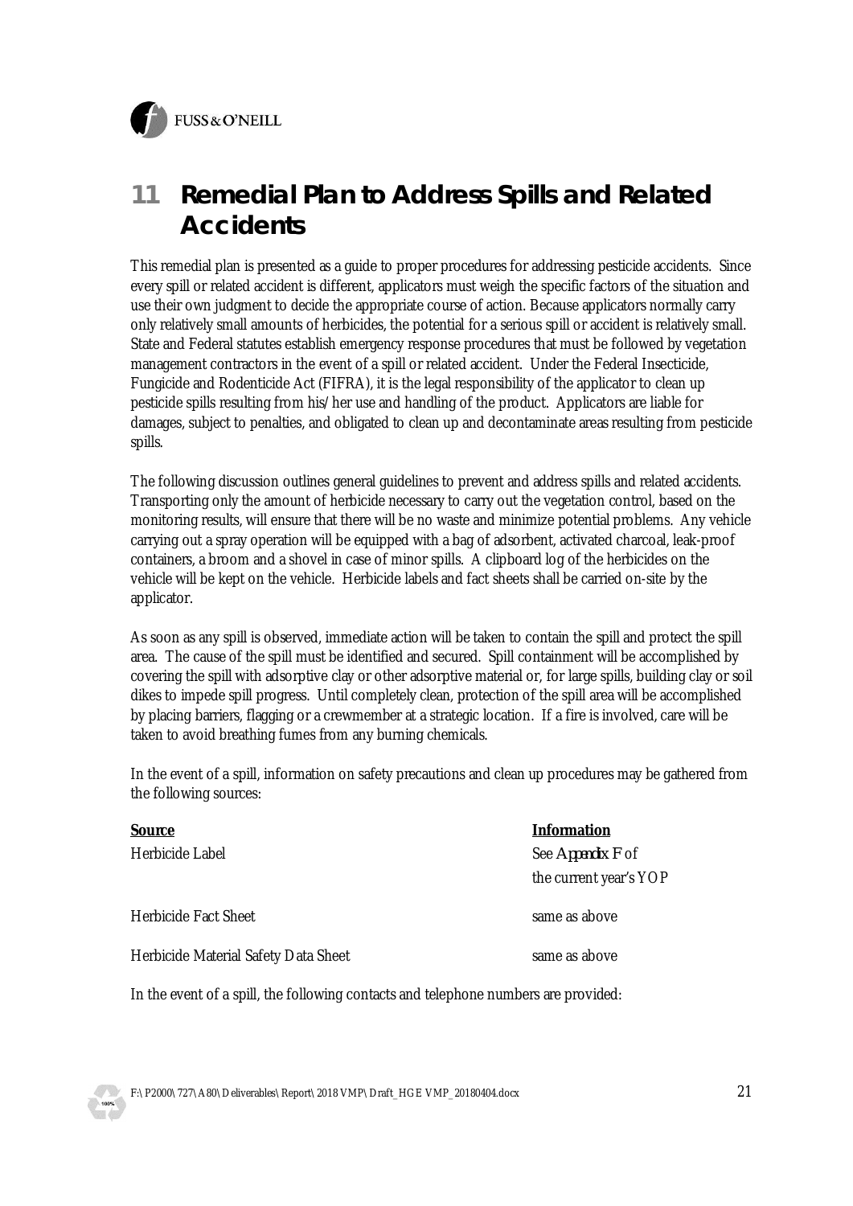# 11 Remedial Plan to Address Spills and Related Accidents

This remedial plan is presented as a guide to proper procedures for addressing pesticide accidents. Since every spill or related accident is different, applicators must weigh the specific factors of the situation and use their own judgment to decide the appropriate course of action. Because applicators normally carry only relatively small amounts of herbicides, the potential for a serious spill or accident is relatively small. State and Federal statutes establish emergency response procedures that must be followed by vegetation management contractors in the event of a spill or related accident. Under the Federal Insecticide, Fungicide and Rodenticide Act (FIFRA), it is the legal responsibility of the applicator to clean up pesticide spills resulting from his/her use and handling of the product. Applicators are liable for damages, subject to penalties, and obligated to clean up and decontaminate areas resulting from pesticide spills.

The following discussion outlines general guidelines to prevent and address spills and related accidents. Transporting only the amount of herbicide necessary to carry out the vegetation control, based on the monitoring results, will ensure that there will be no waste and minimize potential problems. Any vehicle carrying out a spray operation will be equipped with a bag of adsorbent, activated charcoal, leak-proof containers, a broom and a shovel in case of minor spills. A clipboard log of the herbicides on the vehicle will be kept on the vehicle. Herbicide labels and fact sheets shall be carried on-site by the applicator.

As soon as any spill is observed, immediate action will be taken to contain the spill and protect the spill area. The cause of the spill must be identified and secured. Spill containment will be accomplished by covering the spill with adsorptive clay or other adsorptive material or, for large spills, building clay or soil dikes to impede spill progress. Until completely clean, protection of the spill area will be accomplished by placing barriers, flagging or a crewmember at a strategic location. If a fire is involved, care will be taken to avoid breathing fumes from any burning chemicals.

In the event of a spill, information on safety precautions and clean up procedures may be gathered from the following sources:

| Source | Information |
|---|---|
| Herbicide Label | See *Appendix F* of the current year's YOP |
| Herbicide Fact Sheet | same as above |
| Herbicide Material Safety Data Sheet | same as above |

In the event of a spill, the following contacts and telephone numbers are provided: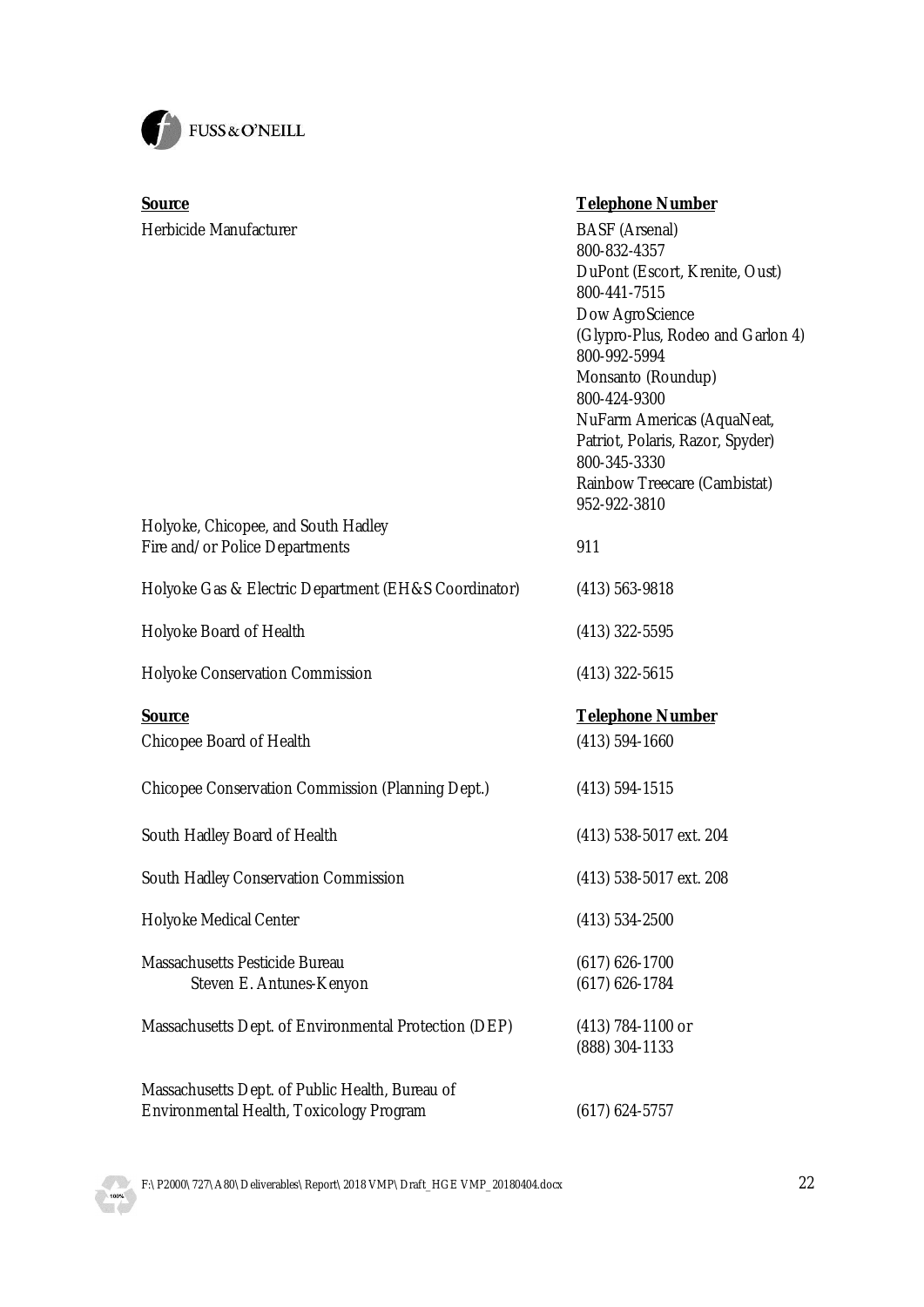| **Source** | **Telephone Number** |
|---|---|
| Herbicide Manufacturer | BASF (Arsenal) 800-832-4357 DuPont (Escort, Krenite, Oust) 800-441-7515 Dow AgroScience (Glypro-Plus, Rodeo and Garlon 4) 800-992-5994 Monsanto (Roundup) 800-424-9300 NuFarm Americas (AquaNeat, Patriot, Polaris, Razor, Spyder) 800-345-3330 Rainbow Treecare (Cambistat) 952-922-3810 |
| Holyoke, Chicopee, and South Hadley Fire and/or Police Departments | 911 |
| Holyoke Gas & Electric Department (EH&S Coordinator) | (413) 563-9818 |
| Holyoke Board of Health | (413) 322-5595 |
| Holyoke Conservation Commission | (413) 322-5615 |

| **Source** | **Telephone Number** |
|---|---|
| Chicopee Board of Health | (413) 594-1660 |
| Chicopee Conservation Commission (Planning Dept.) | (413) 594-1515 |
| South Hadley Board of Health | (413) 538-5017 ext. 204 |
| South Hadley Conservation Commission | (413) 538-5017 ext. 208 |
| Holyoke Medical Center | (413) 534-2500 |
| Massachusetts Pesticide Bureau | (617) 626-1700 |
| Steven E. Antunes-Kenyon | (617) 626-1784 |
| Massachusetts Dept. of Environmental Protection (DEP) | (413) 784-1100 or (888) 304-1133 |
| Massachusetts Dept. of Public Health, Bureau of Environmental Health, Toxicology Program | (617) 624-5757 |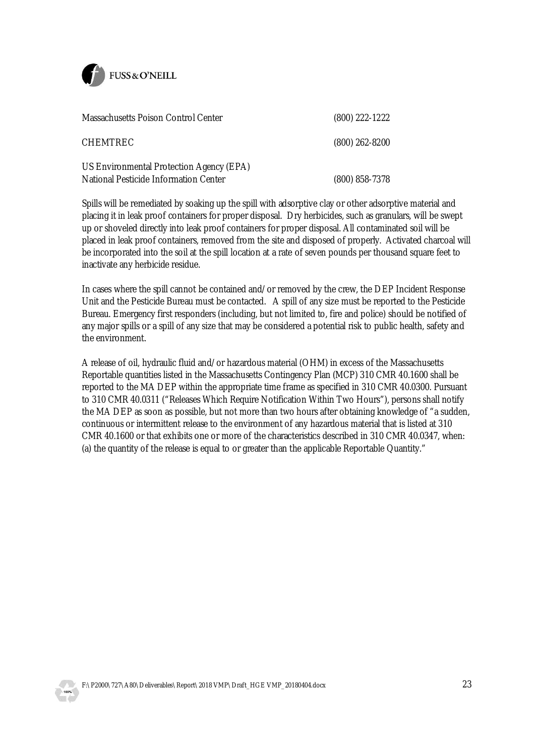| | |
|---|---|
| Massachusetts Poison Control Center | (800) 222-1222 |
| CHEMTREC | (800) 262-8200 |
| US Environmental Protection Agency (EPA) National Pesticide Information Center | (800) 858-7378 |

Spills will be remediated by soaking up the spill with adsorptive clay or other adsorptive material and placing it in leak proof containers for proper disposal. Dry herbicides, such as granulars, will be swept up or shoveled directly into leak proof containers for proper disposal. All contaminated soil will be placed in leak proof containers, removed from the site and disposed of properly. Activated charcoal will be incorporated into the soil at the spill location at a rate of seven pounds per thousand square feet to inactivate any herbicide residue.

In cases where the spill cannot be contained and/or removed by the crew, the DEP Incident Response Unit and the Pesticide Bureau must be contacted. A spill of any size must be reported to the Pesticide Bureau. Emergency first responders (including, but not limited to, fire and police) should be notified of any major spills or a spill of any size that may be considered a potential risk to public health, safety and the environment.

A release of oil, hydraulic fluid and/or hazardous material (OHM) in excess of the Massachusetts Reportable quantities listed in the Massachusetts Contingency Plan (MCP) 310 CMR 40.1600 shall be reported to the MA DEP within the appropriate time frame as specified in 310 CMR 40.0300. Pursuant to 310 CMR 40.0311 ("Releases Which Require Notification Within Two Hours"), persons shall notify the MA DEP as soon as possible, but not more than two hours after obtaining knowledge of "a sudden, continuous or intermittent release to the environment of any hazardous material that is listed at 310 CMR 40.1600 or that exhibits one or more of the characteristics described in 310 CMR 40.0347, when: (a) the quantity of the release is equal to or greater than the applicable Reportable Quantity."